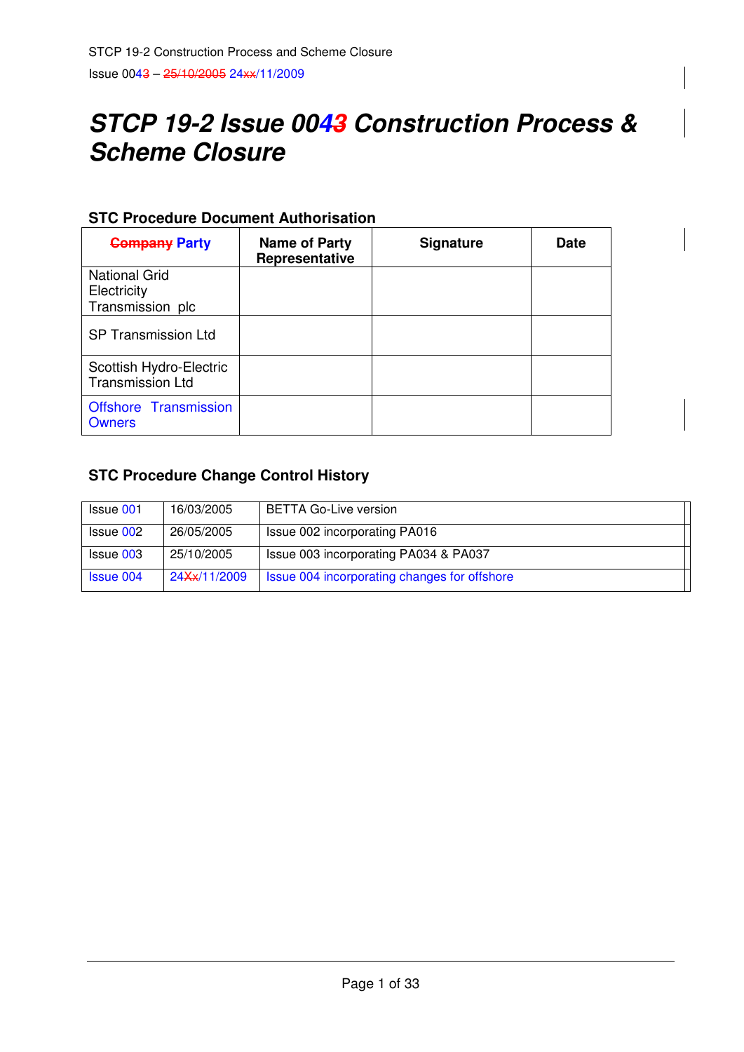# STCP 19-2 Issue 004~~3~~ Construction Process & Scheme Closure

## STC Procedure Document Authorisation

| ~~Company~~ Party | Name of Party Representative | Signature | Date |
|---|---|---|---|
| National Grid Electricity Transmission plc | | | |
| SP Transmission Ltd | | | |
| Scottish Hydro-Electric Transmission Ltd | | | |
| Offshore Transmission Owners | | | |

## STC Procedure Change Control History

| | | |
|---|---|---|
| Issue 001 | 16/03/2005 | BETTA Go-Live version |
| Issue 002 | 26/05/2005 | Issue 002 incorporating PA016 |
| Issue 003 | 25/10/2005 | Issue 003 incorporating PA034 & PA037 |
| Issue 004 | 24~~Xx~~/11/2009 | Issue 004 incorporating changes for offshore |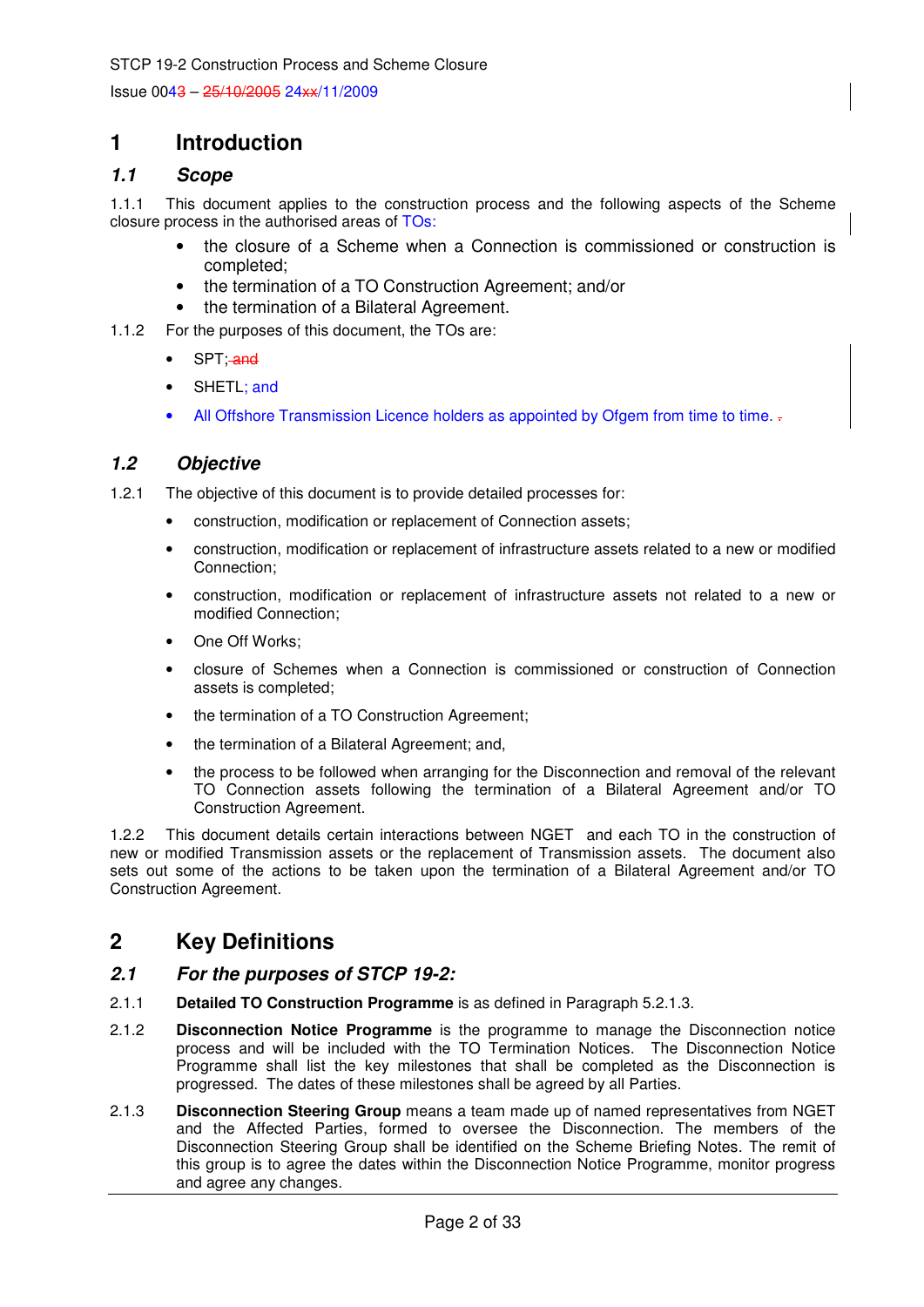# 1 Introduction

## 1.1 Scope

1.1.1 This document applies to the construction process and the following aspects of the Scheme closure process in the authorised areas of TOs:

- the closure of a Scheme when a Connection is commissioned or construction is completed;
- the termination of a TO Construction Agreement; and/or
- the termination of a Bilateral Agreement.

1.1.2 For the purposes of this document, the TOs are:

- SPT;
- SHETL; and
- All Offshore Transmission Licence holders as appointed by Ofgem from time to time.

## 1.2 Objective

1.2.1 The objective of this document is to provide detailed processes for:

- construction, modification or replacement of Connection assets;
- construction, modification or replacement of infrastructure assets related to a new or modified Connection;
- construction, modification or replacement of infrastructure assets not related to a new or modified Connection;
- One Off Works;
- closure of Schemes when a Connection is commissioned or construction of Connection assets is completed;
- the termination of a TO Construction Agreement;
- the termination of a Bilateral Agreement; and,
- the process to be followed when arranging for the Disconnection and removal of the relevant TO Connection assets following the termination of a Bilateral Agreement and/or TO Construction Agreement.

1.2.2 This document details certain interactions between NGET and each TO in the construction of new or modified Transmission assets or the replacement of Transmission assets. The document also sets out some of the actions to be taken upon the termination of a Bilateral Agreement and/or TO Construction Agreement.

# 2 Key Definitions

## 2.1 For the purposes of STCP 19-2:

2.1.1 **Detailed TO Construction Programme** is as defined in Paragraph 5.2.1.3.

2.1.2 **Disconnection Notice Programme** is the programme to manage the Disconnection notice process and will be included with the TO Termination Notices. The Disconnection Notice Programme shall list the key milestones that shall be completed as the Disconnection is progressed. The dates of these milestones shall be agreed by all Parties.

2.1.3 **Disconnection Steering Group** means a team made up of named representatives from NGET and the Affected Parties, formed to oversee the Disconnection. The members of the Disconnection Steering Group shall be identified on the Scheme Briefing Notes. The remit of this group is to agree the dates within the Disconnection Notice Programme, monitor progress and agree any changes.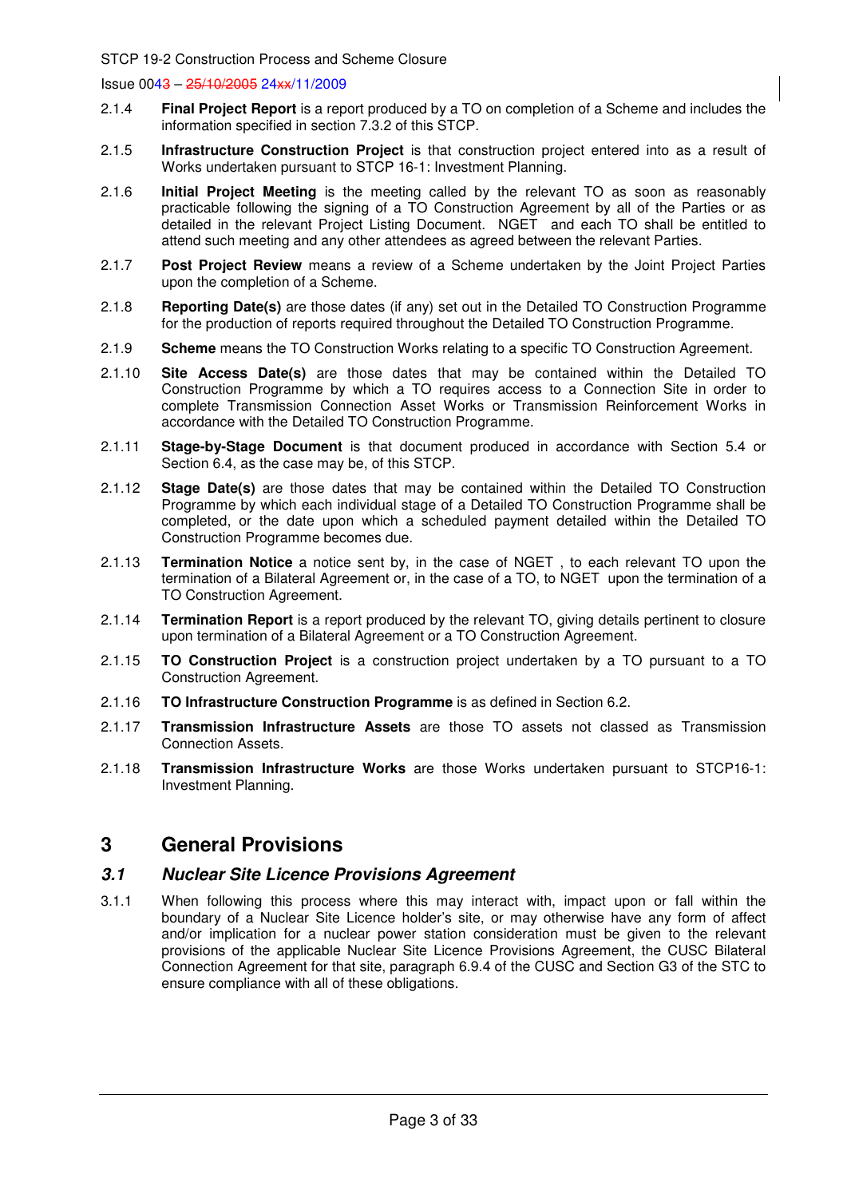2.1.4 **Final Project Report** is a report produced by a TO on completion of a Scheme and includes the information specified in section 7.3.2 of this STCP.

2.1.5 **Infrastructure Construction Project** is that construction project entered into as a result of Works undertaken pursuant to STCP 16-1: Investment Planning.

2.1.6 **Initial Project Meeting** is the meeting called by the relevant TO as soon as reasonably practicable following the signing of a TO Construction Agreement by all of the Parties or as detailed in the relevant Project Listing Document. NGET and each TO shall be entitled to attend such meeting and any other attendees as agreed between the relevant Parties.

2.1.7 **Post Project Review** means a review of a Scheme undertaken by the Joint Project Parties upon the completion of a Scheme.

2.1.8 **Reporting Date(s)** are those dates (if any) set out in the Detailed TO Construction Programme for the production of reports required throughout the Detailed TO Construction Programme.

2.1.9 **Scheme** means the TO Construction Works relating to a specific TO Construction Agreement.

2.1.10 **Site Access Date(s)** are those dates that may be contained within the Detailed TO Construction Programme by which a TO requires access to a Connection Site in order to complete Transmission Connection Asset Works or Transmission Reinforcement Works in accordance with the Detailed TO Construction Programme.

2.1.11 **Stage-by-Stage Document** is that document produced in accordance with Section 5.4 or Section 6.4, as the case may be, of this STCP.

2.1.12 **Stage Date(s)** are those dates that may be contained within the Detailed TO Construction Programme by which each individual stage of a Detailed TO Construction Programme shall be completed, or the date upon which a scheduled payment detailed within the Detailed TO Construction Programme becomes due.

2.1.13 **Termination Notice** a notice sent by, in the case of NGET , to each relevant TO upon the termination of a Bilateral Agreement or, in the case of a TO, to NGET upon the termination of a TO Construction Agreement.

2.1.14 **Termination Report** is a report produced by the relevant TO, giving details pertinent to closure upon termination of a Bilateral Agreement or a TO Construction Agreement.

2.1.15 **TO Construction Project** is a construction project undertaken by a TO pursuant to a TO Construction Agreement.

2.1.16 **TO Infrastructure Construction Programme** is as defined in Section 6.2.

2.1.17 **Transmission Infrastructure Assets** are those TO assets not classed as Transmission Connection Assets.

2.1.18 **Transmission Infrastructure Works** are those Works undertaken pursuant to STCP16-1: Investment Planning.

# 3 General Provisions

## *3.1 Nuclear Site Licence Provisions Agreement*

3.1.1 When following this process where this may interact with, impact upon or fall within the boundary of a Nuclear Site Licence holder's site, or may otherwise have any form of affect and/or implication for a nuclear power station consideration must be given to the relevant provisions of the applicable Nuclear Site Licence Provisions Agreement, the CUSC Bilateral Connection Agreement for that site, paragraph 6.9.4 of the CUSC and Section G3 of the STC to ensure compliance with all of these obligations.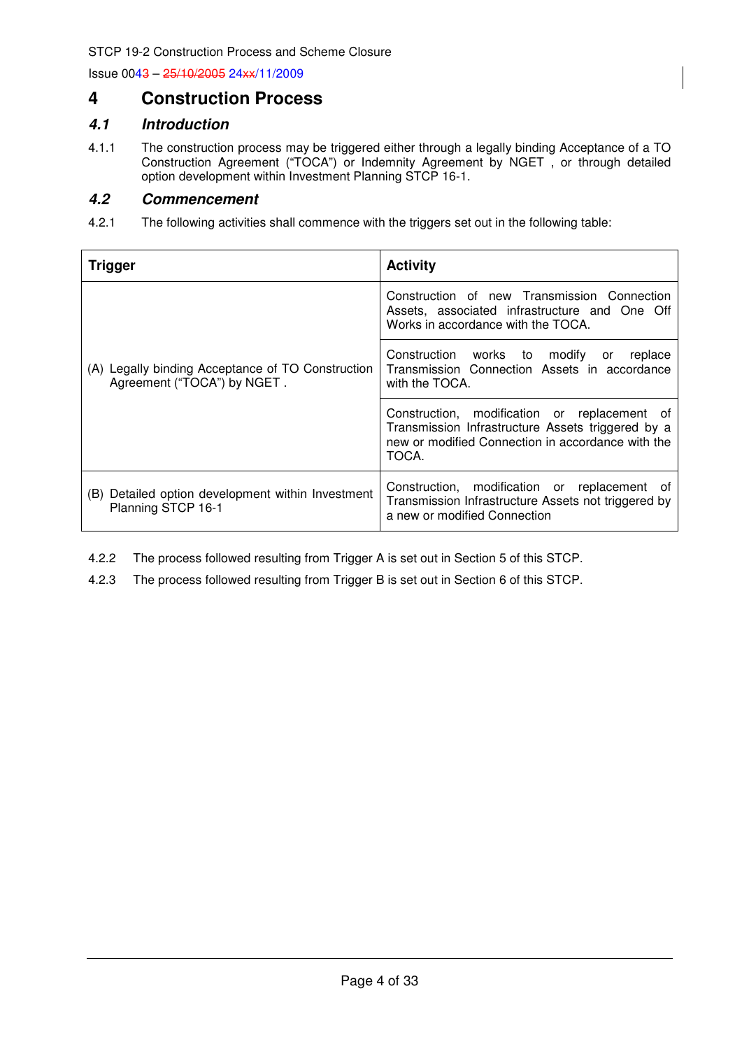# 4 Construction Process

## 4.1 Introduction

4.1.1 The construction process may be triggered either through a legally binding Acceptance of a TO Construction Agreement ("TOCA") or Indemnity Agreement by NGET , or through detailed option development within Investment Planning STCP 16-1.

## 4.2 Commencement

4.2.1 The following activities shall commence with the triggers set out in the following table:

| Trigger | Activity |
|---|---|
| (A) Legally binding Acceptance of TO Construction Agreement ("TOCA") by NGET . | Construction of new Transmission Connection Assets, associated infrastructure and One Off Works in accordance with the TOCA. |
| | Construction works to modify or replace Transmission Connection Assets in accordance with the TOCA. |
| | Construction, modification or replacement of Transmission Infrastructure Assets triggered by a new or modified Connection in accordance with the TOCA. |
| (B) Detailed option development within Investment Planning STCP 16-1 | Construction, modification or replacement of Transmission Infrastructure Assets not triggered by a new or modified Connection |

4.2.2 The process followed resulting from Trigger A is set out in Section 5 of this STCP.

4.2.3 The process followed resulting from Trigger B is set out in Section 6 of this STCP.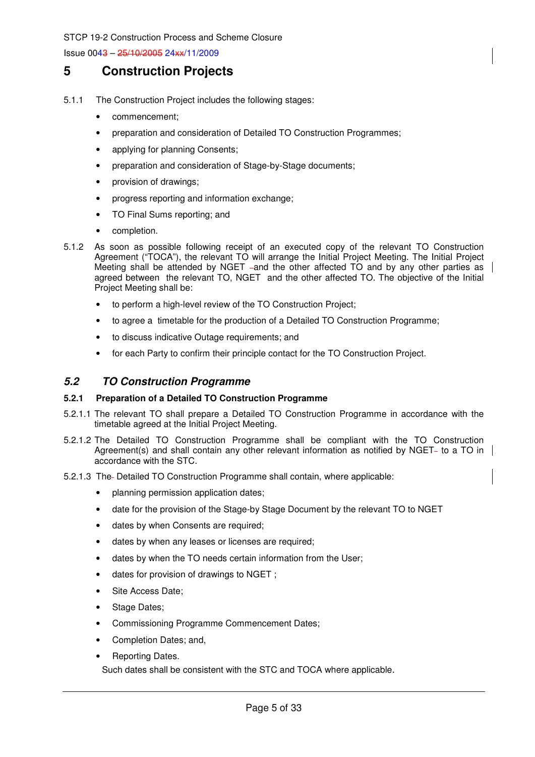# 5 Construction Projects

5.1.1 The Construction Project includes the following stages:

- commencement;
- preparation and consideration of Detailed TO Construction Programmes;
- applying for planning Consents;
- preparation and consideration of Stage-by-Stage documents;
- provision of drawings;
- progress reporting and information exchange;
- TO Final Sums reporting; and
- completion.

5.1.2 As soon as possible following receipt of an executed copy of the relevant TO Construction Agreement ("TOCA"), the relevant TO will arrange the Initial Project Meeting. The Initial Project Meeting shall be attended by NGET and the other affected TO and by any other parties as agreed between the relevant TO, NGET and the other affected TO. The objective of the Initial Project Meeting shall be:

- to perform a high-level review of the TO Construction Project;
- to agree a timetable for the production of a Detailed TO Construction Programme;
- to discuss indicative Outage requirements; and
- for each Party to confirm their principle contact for the TO Construction Project.

## *5.2 TO Construction Programme*

### 5.2.1 Preparation of a Detailed TO Construction Programme

5.2.1.1 The relevant TO shall prepare a Detailed TO Construction Programme in accordance with the timetable agreed at the Initial Project Meeting.

5.2.1.2 The Detailed TO Construction Programme shall be compliant with the TO Construction Agreement(s) and shall contain any other relevant information as notified by NGET to a TO in accordance with the STC.

5.2.1.3 The Detailed TO Construction Programme shall contain, where applicable:

- planning permission application dates;
- date for the provision of the Stage-by Stage Document by the relevant TO to NGET
- dates by when Consents are required;
- dates by when any leases or licenses are required;
- dates by when the TO needs certain information from the User;
- dates for provision of drawings to NGET ;
- Site Access Date;
- Stage Dates;
- Commissioning Programme Commencement Dates;
- Completion Dates; and,
- Reporting Dates.

Such dates shall be consistent with the STC and TOCA where applicable.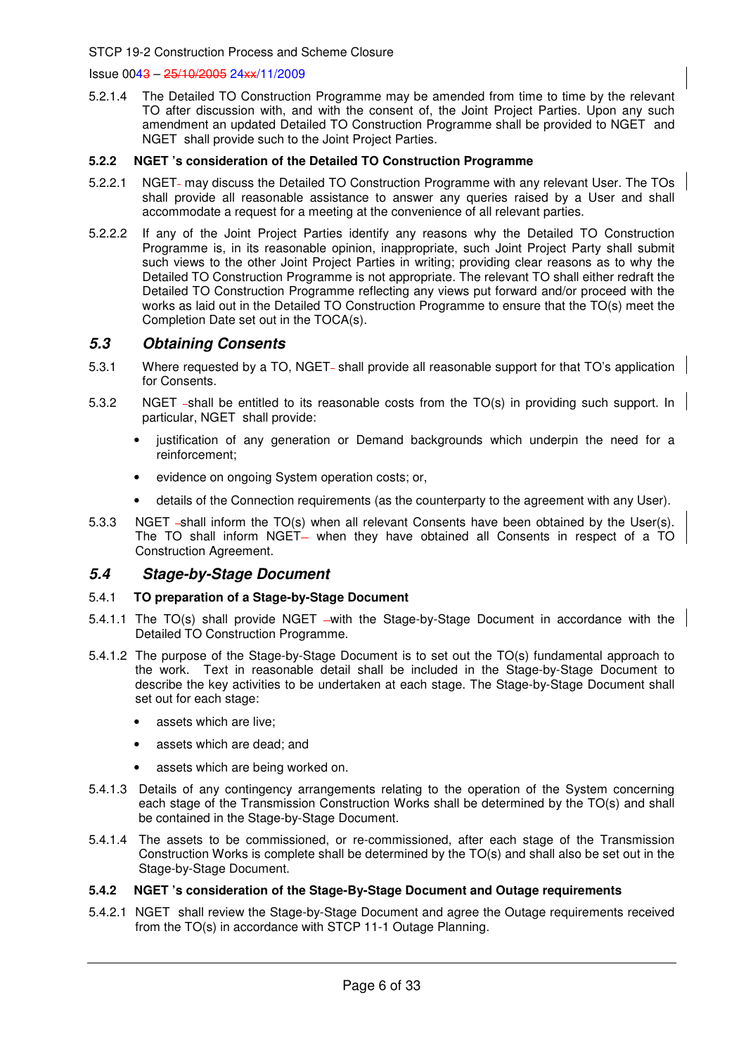5.2.1.4 The Detailed TO Construction Programme may be amended from time to time by the relevant TO after discussion with, and with the consent of, the Joint Project Parties. Upon any such amendment an updated Detailed TO Construction Programme shall be provided to NGET and NGET shall provide such to the Joint Project Parties.

**5.2.2 NGET 's consideration of the Detailed TO Construction Programme**

5.2.2.1 NGET may discuss the Detailed TO Construction Programme with any relevant User. The TOs shall provide all reasonable assistance to answer any queries raised by a User and shall accommodate a request for a meeting at the convenience of all relevant parties.

5.2.2.2 If any of the Joint Project Parties identify any reasons why the Detailed TO Construction Programme is, in its reasonable opinion, inappropriate, such Joint Project Party shall submit such views to the other Joint Project Parties in writing; providing clear reasons as to why the Detailed TO Construction Programme is not appropriate. The relevant TO shall either redraft the Detailed TO Construction Programme reflecting any views put forward and/or proceed with the works as laid out in the Detailed TO Construction Programme to ensure that the TO(s) meet the Completion Date set out in the TOCA(s).

## *5.3 Obtaining Consents*

5.3.1 Where requested by a TO, NGET shall provide all reasonable support for that TO's application for Consents.

5.3.2 NGET shall be entitled to its reasonable costs from the TO(s) in providing such support. In particular, NGET shall provide:

- justification of any generation or Demand backgrounds which underpin the need for a reinforcement;
- evidence on ongoing System operation costs; or,
- details of the Connection requirements (as the counterparty to the agreement with any User).

5.3.3 NGET shall inform the TO(s) when all relevant Consents have been obtained by the User(s). The TO shall inform NGET when they have obtained all Consents in respect of a TO Construction Agreement.

## *5.4 Stage-by-Stage Document*

**5.4.1 TO preparation of a Stage-by-Stage Document**

5.4.1.1 The TO(s) shall provide NGET with the Stage-by-Stage Document in accordance with the Detailed TO Construction Programme.

5.4.1.2 The purpose of the Stage-by-Stage Document is to set out the TO(s) fundamental approach to the work. Text in reasonable detail shall be included in the Stage-by-Stage Document to describe the key activities to be undertaken at each stage. The Stage-by-Stage Document shall set out for each stage:

- assets which are live;
- assets which are dead; and
- assets which are being worked on.

5.4.1.3 Details of any contingency arrangements relating to the operation of the System concerning each stage of the Transmission Construction Works shall be determined by the TO(s) and shall be contained in the Stage-by-Stage Document.

5.4.1.4 The assets to be commissioned, or re-commissioned, after each stage of the Transmission Construction Works is complete shall be determined by the TO(s) and shall also be set out in the Stage-by-Stage Document.

**5.4.2 NGET 's consideration of the Stage-By-Stage Document and Outage requirements**

5.4.2.1 NGET shall review the Stage-by-Stage Document and agree the Outage requirements received from the TO(s) in accordance with STCP 11-1 Outage Planning.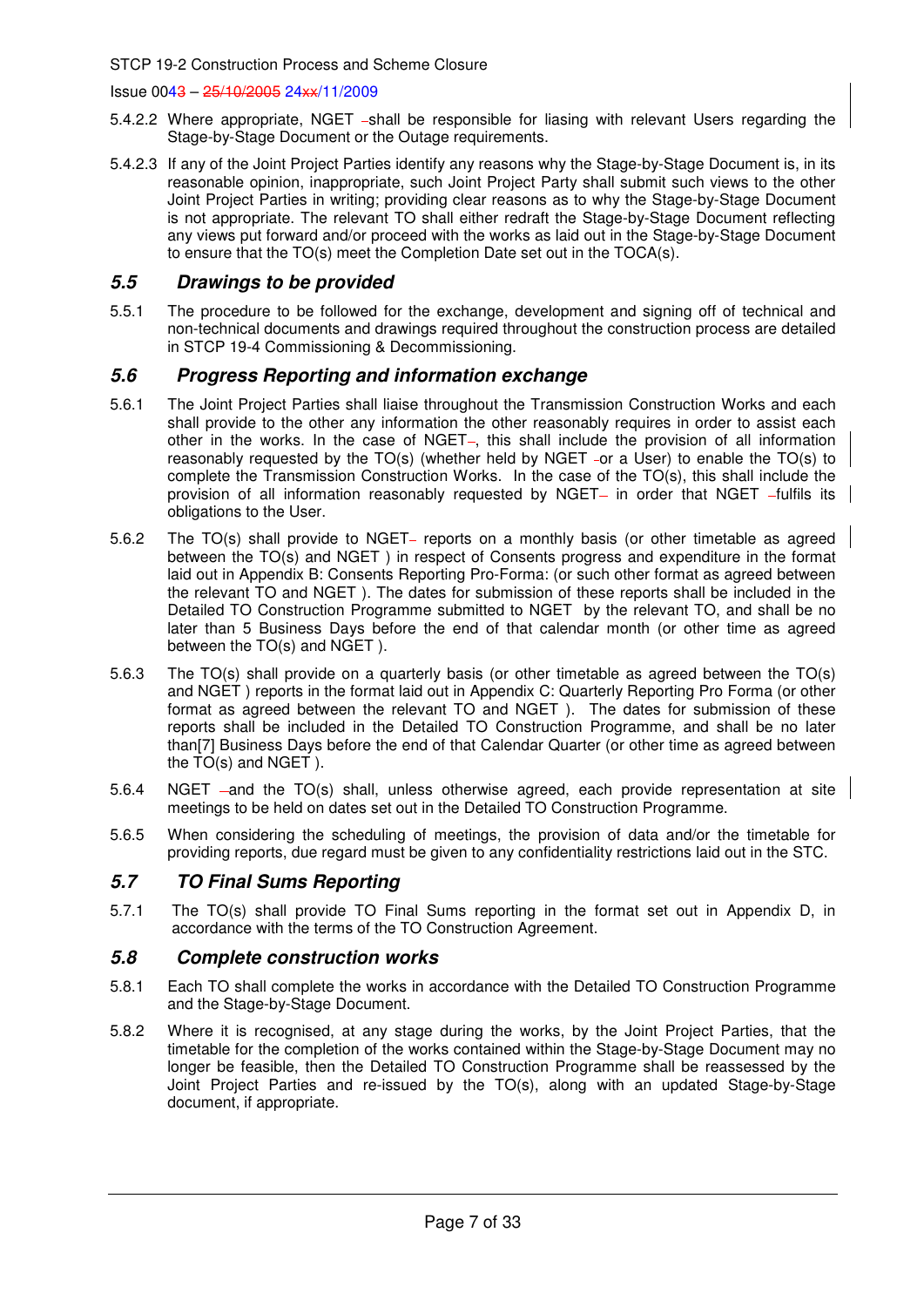5.4.2.2 Where appropriate, NGET shall be responsible for liasing with relevant Users regarding the Stage-by-Stage Document or the Outage requirements.

5.4.2.3 If any of the Joint Project Parties identify any reasons why the Stage-by-Stage Document is, in its reasonable opinion, inappropriate, such Joint Project Party shall submit such views to the other Joint Project Parties in writing; providing clear reasons as to why the Stage-by-Stage Document is not appropriate. The relevant TO shall either redraft the Stage-by-Stage Document reflecting any views put forward and/or proceed with the works as laid out in the Stage-by-Stage Document to ensure that the TO(s) meet the Completion Date set out in the TOCA(s).

## *5.5 Drawings to be provided*

5.5.1 The procedure to be followed for the exchange, development and signing off of technical and non-technical documents and drawings required throughout the construction process are detailed in STCP 19-4 Commissioning & Decommissioning.

## *5.6 Progress Reporting and information exchange*

5.6.1 The Joint Project Parties shall liaise throughout the Transmission Construction Works and each shall provide to the other any information the other reasonably requires in order to assist each other in the works. In the case of NGET, this shall include the provision of all information reasonably requested by the TO(s) (whether held by NGET or a User) to enable the TO(s) to complete the Transmission Construction Works. In the case of the TO(s), this shall include the provision of all information reasonably requested by NGET in order that NGET fulfils its obligations to the User.

5.6.2 The TO(s) shall provide to NGET reports on a monthly basis (or other timetable as agreed between the TO(s) and NGET ) in respect of Consents progress and expenditure in the format laid out in Appendix B: Consents Reporting Pro-Forma: (or such other format as agreed between the relevant TO and NGET ). The dates for submission of these reports shall be included in the Detailed TO Construction Programme submitted to NGET by the relevant TO, and shall be no later than 5 Business Days before the end of that calendar month (or other time as agreed between the TO(s) and NGET ).

5.6.3 The TO(s) shall provide on a quarterly basis (or other timetable as agreed between the TO(s) and NGET ) reports in the format laid out in Appendix C: Quarterly Reporting Pro Forma (or other format as agreed between the relevant TO and NGET ). The dates for submission of these reports shall be included in the Detailed TO Construction Programme, and shall be no later than[7] Business Days before the end of that Calendar Quarter (or other time as agreed between the TO(s) and NGET ).

5.6.4 NGET and the TO(s) shall, unless otherwise agreed, each provide representation at site meetings to be held on dates set out in the Detailed TO Construction Programme.

5.6.5 When considering the scheduling of meetings, the provision of data and/or the timetable for providing reports, due regard must be given to any confidentiality restrictions laid out in the STC.

## *5.7 TO Final Sums Reporting*

5.7.1 The TO(s) shall provide TO Final Sums reporting in the format set out in Appendix D, in accordance with the terms of the TO Construction Agreement.

## *5.8 Complete construction works*

5.8.1 Each TO shall complete the works in accordance with the Detailed TO Construction Programme and the Stage-by-Stage Document.

5.8.2 Where it is recognised, at any stage during the works, by the Joint Project Parties, that the timetable for the completion of the works contained within the Stage-by-Stage Document may no longer be feasible, then the Detailed TO Construction Programme shall be reassessed by the Joint Project Parties and re-issued by the TO(s), along with an updated Stage-by-Stage document, if appropriate.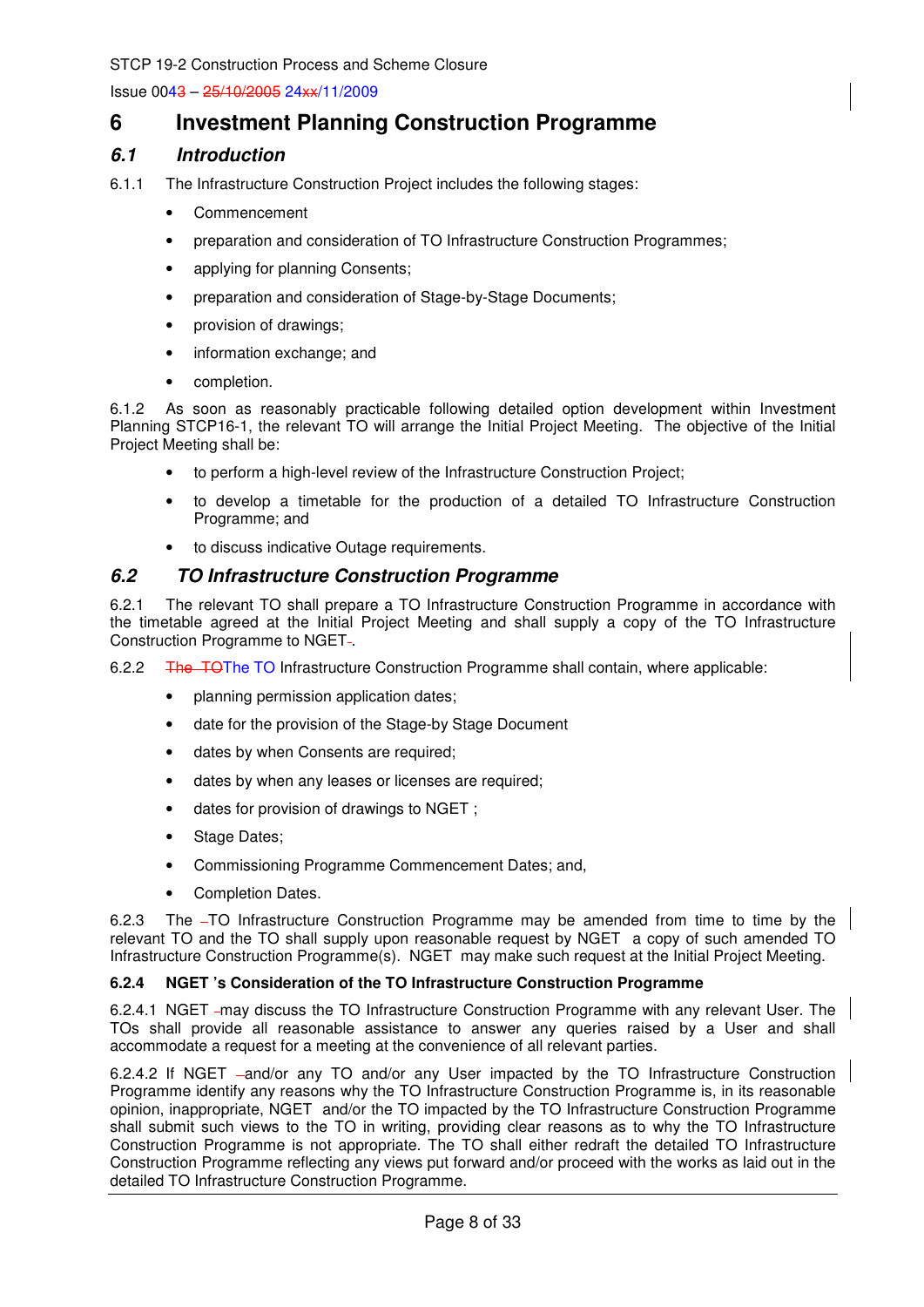# 6 Investment Planning Construction Programme

## *6.1 Introduction*

6.1.1 The Infrastructure Construction Project includes the following stages:

- Commencement
- preparation and consideration of TO Infrastructure Construction Programmes;
- applying for planning Consents;
- preparation and consideration of Stage-by-Stage Documents;
- provision of drawings;
- information exchange; and
- completion.

6.1.2 As soon as reasonably practicable following detailed option development within Investment Planning STCP16-1, the relevant TO will arrange the Initial Project Meeting. The objective of the Initial Project Meeting shall be:

- to perform a high-level review of the Infrastructure Construction Project;
- to develop a timetable for the production of a detailed TO Infrastructure Construction Programme; and
- to discuss indicative Outage requirements.

## *6.2 TO Infrastructure Construction Programme*

6.2.1 The relevant TO shall prepare a TO Infrastructure Construction Programme in accordance with the timetable agreed at the Initial Project Meeting and shall supply a copy of the TO Infrastructure Construction Programme to NGET.

6.2.2 The TO Infrastructure Construction Programme shall contain, where applicable:

- planning permission application dates;
- date for the provision of the Stage-by Stage Document
- dates by when Consents are required;
- dates by when any leases or licenses are required;
- dates for provision of drawings to NGET ;
- Stage Dates;
- Commissioning Programme Commencement Dates; and,
- Completion Dates.

6.2.3 The TO Infrastructure Construction Programme may be amended from time to time by the relevant TO and the TO shall supply upon reasonable request by NGET a copy of such amended TO Infrastructure Construction Programme(s). NGET may make such request at the Initial Project Meeting.

### 6.2.4 NGET 's Consideration of the TO Infrastructure Construction Programme

6.2.4.1 NGET may discuss the TO Infrastructure Construction Programme with any relevant User. The TOs shall provide all reasonable assistance to answer any queries raised by a User and shall accommodate a request for a meeting at the convenience of all relevant parties.

6.2.4.2 If NGET and/or any TO and/or any User impacted by the TO Infrastructure Construction Programme identify any reasons why the TO Infrastructure Construction Programme is, in its reasonable opinion, inappropriate, NGET and/or the TO impacted by the TO Infrastructure Construction Programme shall submit such views to the TO in writing, providing clear reasons as to why the TO Infrastructure Construction Programme is not appropriate. The TO shall either redraft the detailed TO Infrastructure Construction Programme reflecting any views put forward and/or proceed with the works as laid out in the detailed TO Infrastructure Construction Programme.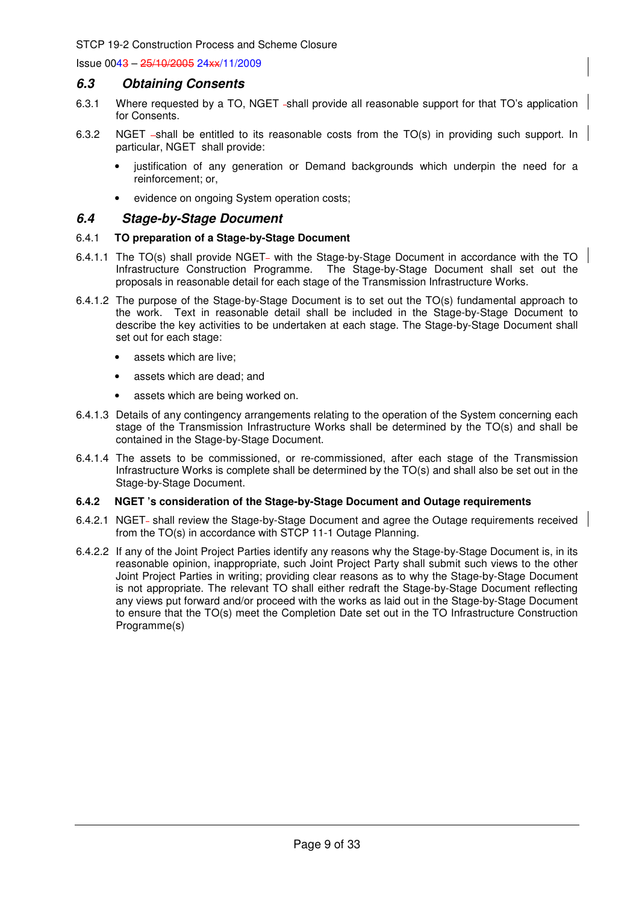## 6.3 Obtaining Consents

6.3.1 Where requested by a TO, NGET shall provide all reasonable support for that TO's application for Consents.

6.3.2 NGET shall be entitled to its reasonable costs from the TO(s) in providing such support. In particular, NGET shall provide:

- justification of any generation or Demand backgrounds which underpin the need for a reinforcement; or,
- evidence on ongoing System operation costs;

## 6.4 Stage-by-Stage Document

### 6.4.1 TO preparation of a Stage-by-Stage Document

6.4.1.1 The TO(s) shall provide NGET with the Stage-by-Stage Document in accordance with the TO Infrastructure Construction Programme. The Stage-by-Stage Document shall set out the proposals in reasonable detail for each stage of the Transmission Infrastructure Works.

6.4.1.2 The purpose of the Stage-by-Stage Document is to set out the TO(s) fundamental approach to the work. Text in reasonable detail shall be included in the Stage-by-Stage Document to describe the key activities to be undertaken at each stage. The Stage-by-Stage Document shall set out for each stage:

- assets which are live;
- assets which are dead; and
- assets which are being worked on.

6.4.1.3 Details of any contingency arrangements relating to the operation of the System concerning each stage of the Transmission Infrastructure Works shall be determined by the TO(s) and shall be contained in the Stage-by-Stage Document.

6.4.1.4 The assets to be commissioned, or re-commissioned, after each stage of the Transmission Infrastructure Works is complete shall be determined by the TO(s) and shall also be set out in the Stage-by-Stage Document.

### 6.4.2 NGET 's consideration of the Stage-by-Stage Document and Outage requirements

6.4.2.1 NGET shall review the Stage-by-Stage Document and agree the Outage requirements received from the TO(s) in accordance with STCP 11-1 Outage Planning.

6.4.2.2 If any of the Joint Project Parties identify any reasons why the Stage-by-Stage Document is, in its reasonable opinion, inappropriate, such Joint Project Party shall submit such views to the other Joint Project Parties in writing; providing clear reasons as to why the Stage-by-Stage Document is not appropriate. The relevant TO shall either redraft the Stage-by-Stage Document reflecting any views put forward and/or proceed with the works as laid out in the Stage-by-Stage Document to ensure that the TO(s) meet the Completion Date set out in the TO Infrastructure Construction Programme(s)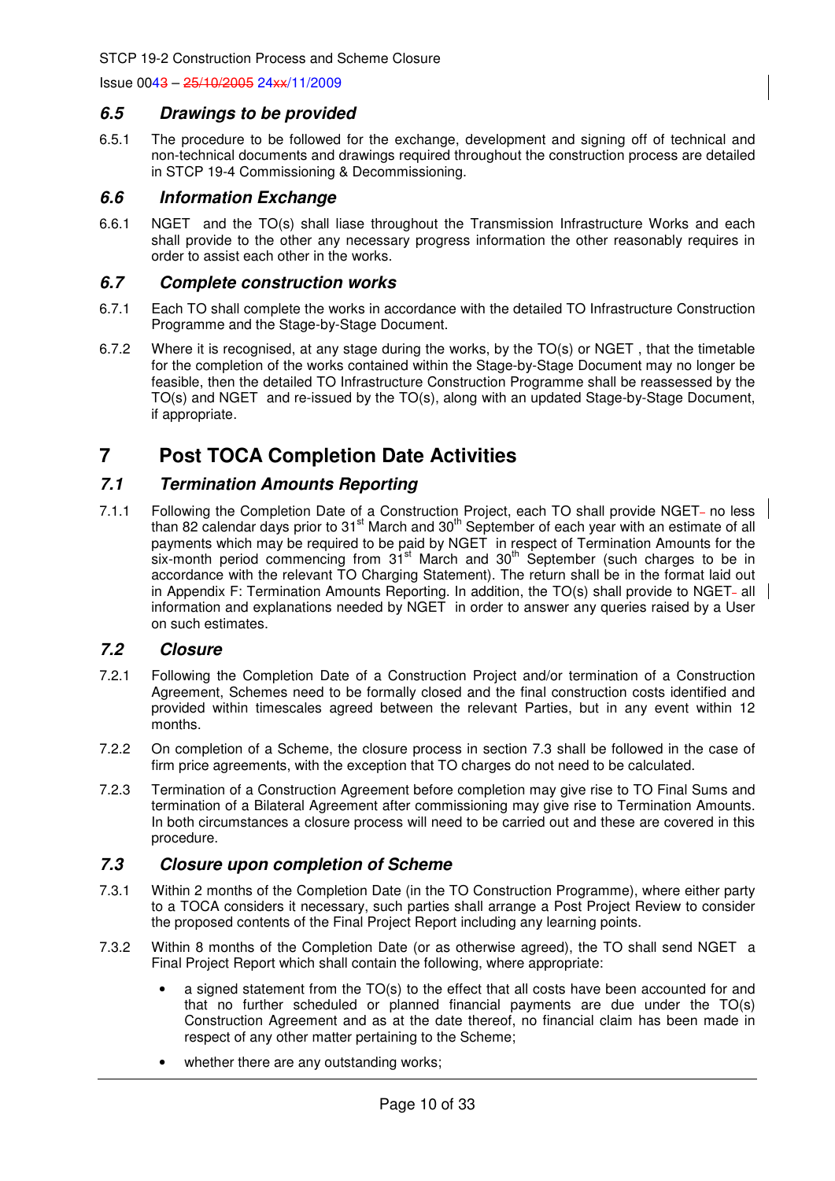### 6.5 Drawings to be provided

6.5.1 The procedure to be followed for the exchange, development and signing off of technical and non-technical documents and drawings required throughout the construction process are detailed in STCP 19-4 Commissioning & Decommissioning.

### 6.6 Information Exchange

6.6.1 NGET and the TO(s) shall liase throughout the Transmission Infrastructure Works and each shall provide to the other any necessary progress information the other reasonably requires in order to assist each other in the works.

### 6.7 Complete construction works

6.7.1 Each TO shall complete the works in accordance with the detailed TO Infrastructure Construction Programme and the Stage-by-Stage Document.

6.7.2 Where it is recognised, at any stage during the works, by the TO(s) or NGET , that the timetable for the completion of the works contained within the Stage-by-Stage Document may no longer be feasible, then the detailed TO Infrastructure Construction Programme shall be reassessed by the TO(s) and NGET and re-issued by the TO(s), along with an updated Stage-by-Stage Document, if appropriate.

## 7 Post TOCA Completion Date Activities

### 7.1 Termination Amounts Reporting

7.1.1 Following the Completion Date of a Construction Project, each TO shall provide NGET no less than 82 calendar days prior to 31st March and 30th September of each year with an estimate of all payments which may be required to be paid by NGET in respect of Termination Amounts for the six-month period commencing from 31st March and 30th September (such charges to be in accordance with the relevant TO Charging Statement). The return shall be in the format laid out in Appendix F: Termination Amounts Reporting. In addition, the TO(s) shall provide to NGET all information and explanations needed by NGET in order to answer any queries raised by a User on such estimates.

### 7.2 Closure

7.2.1 Following the Completion Date of a Construction Project and/or termination of a Construction Agreement, Schemes need to be formally closed and the final construction costs identified and provided within timescales agreed between the relevant Parties, but in any event within 12 months.

7.2.2 On completion of a Scheme, the closure process in section 7.3 shall be followed in the case of firm price agreements, with the exception that TO charges do not need to be calculated.

7.2.3 Termination of a Construction Agreement before completion may give rise to TO Final Sums and termination of a Bilateral Agreement after commissioning may give rise to Termination Amounts. In both circumstances a closure process will need to be carried out and these are covered in this procedure.

### 7.3 Closure upon completion of Scheme

7.3.1 Within 2 months of the Completion Date (in the TO Construction Programme), where either party to a TOCA considers it necessary, such parties shall arrange a Post Project Review to consider the proposed contents of the Final Project Report including any learning points.

7.3.2 Within 8 months of the Completion Date (or as otherwise agreed), the TO shall send NGET a Final Project Report which shall contain the following, where appropriate:

- a signed statement from the TO(s) to the effect that all costs have been accounted for and that no further scheduled or planned financial payments are due under the TO(s) Construction Agreement and as at the date thereof, no financial claim has been made in respect of any other matter pertaining to the Scheme;
- whether there are any outstanding works;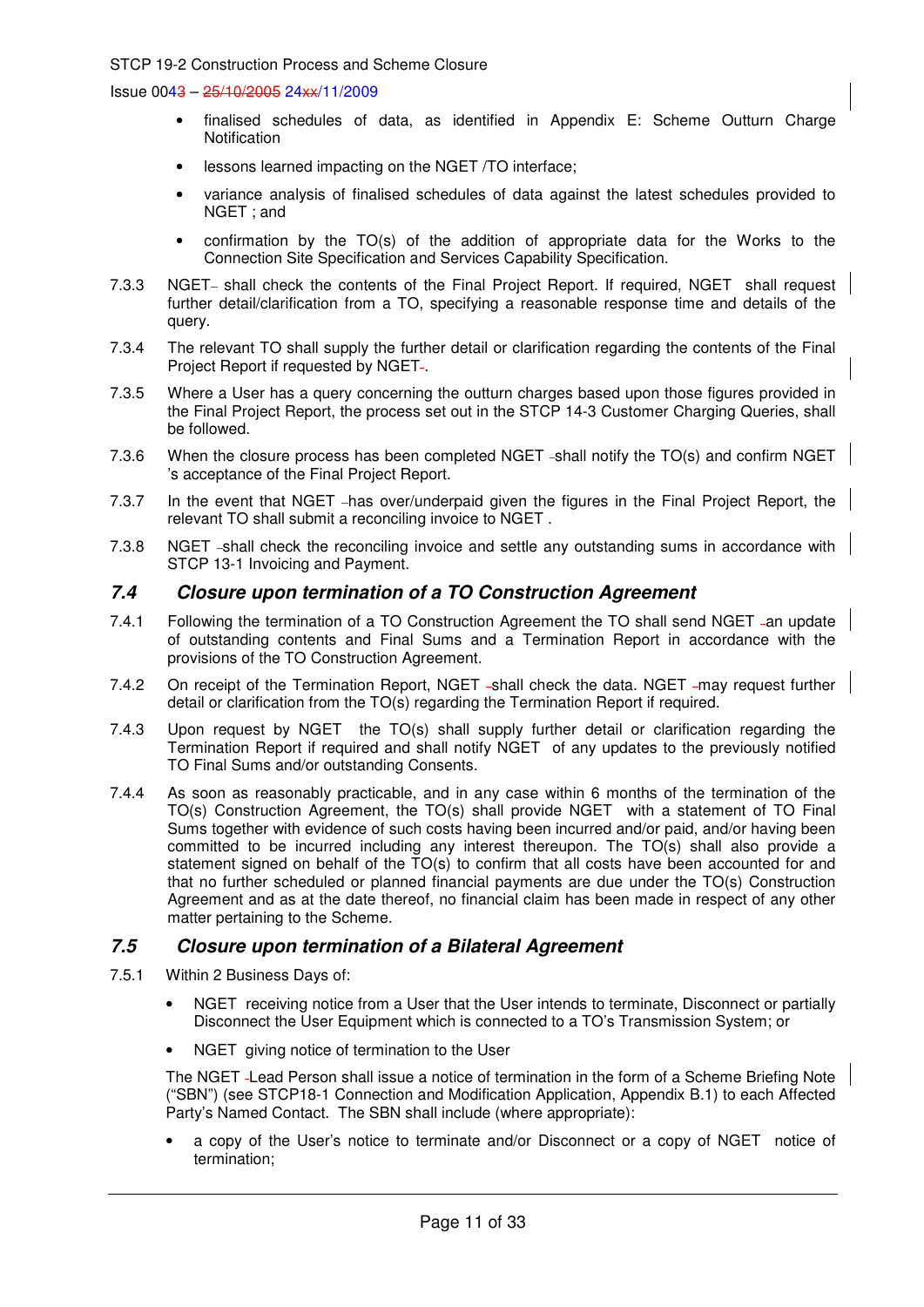- finalised schedules of data, as identified in Appendix E: Scheme Outturn Charge Notification
- lessons learned impacting on the NGET /TO interface;
- variance analysis of finalised schedules of data against the latest schedules provided to NGET ; and
- confirmation by the TO(s) of the addition of appropriate data for the Works to the Connection Site Specification and Services Capability Specification.

7.3.3 NGET shall check the contents of the Final Project Report. If required, NGET shall request further detail/clarification from a TO, specifying a reasonable response time and details of the query.

7.3.4 The relevant TO shall supply the further detail or clarification regarding the contents of the Final Project Report if requested by NGET.

7.3.5 Where a User has a query concerning the outturn charges based upon those figures provided in the Final Project Report, the process set out in the STCP 14-3 Customer Charging Queries, shall be followed.

7.3.6 When the closure process has been completed NGET shall notify the TO(s) and confirm NGET 's acceptance of the Final Project Report.

7.3.7 In the event that NGET has over/underpaid given the figures in the Final Project Report, the relevant TO shall submit a reconciling invoice to NGET .

7.3.8 NGET shall check the reconciling invoice and settle any outstanding sums in accordance with STCP 13-1 Invoicing and Payment.

## *7.4 Closure upon termination of a TO Construction Agreement*

7.4.1 Following the termination of a TO Construction Agreement the TO shall send NGET an update of outstanding contents and Final Sums and a Termination Report in accordance with the provisions of the TO Construction Agreement.

7.4.2 On receipt of the Termination Report, NGET shall check the data. NGET may request further detail or clarification from the TO(s) regarding the Termination Report if required.

7.4.3 Upon request by NGET the TO(s) shall supply further detail or clarification regarding the Termination Report if required and shall notify NGET of any updates to the previously notified TO Final Sums and/or outstanding Consents.

7.4.4 As soon as reasonably practicable, and in any case within 6 months of the termination of the TO(s) Construction Agreement, the TO(s) shall provide NGET with a statement of TO Final Sums together with evidence of such costs having been incurred and/or paid, and/or having been committed to be incurred including any interest thereupon. The TO(s) shall also provide a statement signed on behalf of the TO(s) to confirm that all costs have been accounted for and that no further scheduled or planned financial payments are due under the TO(s) Construction Agreement and as at the date thereof, no financial claim has been made in respect of any other matter pertaining to the Scheme.

## *7.5 Closure upon termination of a Bilateral Agreement*

7.5.1 Within 2 Business Days of:

- NGET receiving notice from a User that the User intends to terminate, Disconnect or partially Disconnect the User Equipment which is connected to a TO's Transmission System; or
- NGET giving notice of termination to the User

The NGET Lead Person shall issue a notice of termination in the form of a Scheme Briefing Note ("SBN") (see STCP18-1 Connection and Modification Application, Appendix B.1) to each Affected Party's Named Contact. The SBN shall include (where appropriate):

- a copy of the User's notice to terminate and/or Disconnect or a copy of NGET notice of termination;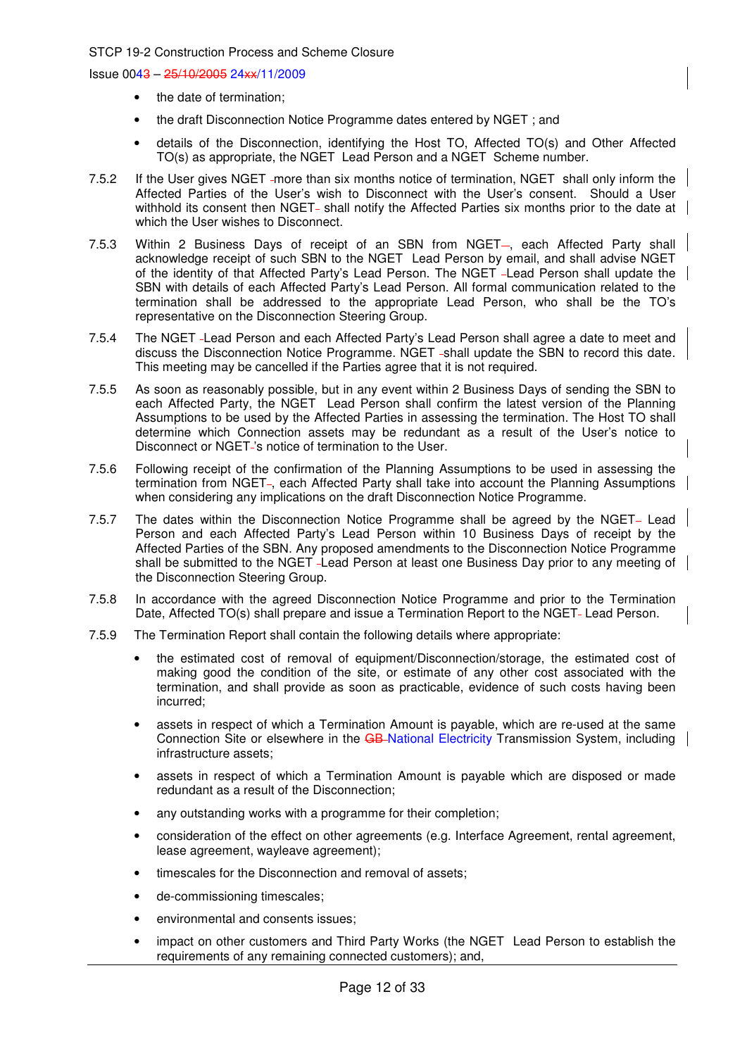- the date of termination;
- the draft Disconnection Notice Programme dates entered by NGET ; and
- details of the Disconnection, identifying the Host TO, Affected TO(s) and Other Affected TO(s) as appropriate, the NGET Lead Person and a NGET Scheme number.

7.5.2 If the User gives NGET more than six months notice of termination, NGET shall only inform the Affected Parties of the User's wish to Disconnect with the User's consent. Should a User withhold its consent then NGET shall notify the Affected Parties six months prior to the date at which the User wishes to Disconnect.

7.5.3 Within 2 Business Days of receipt of an SBN from NGET, each Affected Party shall acknowledge receipt of such SBN to the NGET Lead Person by email, and shall advise NGET of the identity of that Affected Party's Lead Person. The NGET Lead Person shall update the SBN with details of each Affected Party's Lead Person. All formal communication related to the termination shall be addressed to the appropriate Lead Person, who shall be the TO's representative on the Disconnection Steering Group.

7.5.4 The NGET Lead Person and each Affected Party's Lead Person shall agree a date to meet and discuss the Disconnection Notice Programme. NGET shall update the SBN to record this date. This meeting may be cancelled if the Parties agree that it is not required.

7.5.5 As soon as reasonably possible, but in any event within 2 Business Days of sending the SBN to each Affected Party, the NGET Lead Person shall confirm the latest version of the Planning Assumptions to be used by the Affected Parties in assessing the termination. The Host TO shall determine which Connection assets may be redundant as a result of the User's notice to Disconnect or NGET's notice of termination to the User.

7.5.6 Following receipt of the confirmation of the Planning Assumptions to be used in assessing the termination from NGET, each Affected Party shall take into account the Planning Assumptions when considering any implications on the draft Disconnection Notice Programme.

7.5.7 The dates within the Disconnection Notice Programme shall be agreed by the NGET Lead Person and each Affected Party's Lead Person within 10 Business Days of receipt by the Affected Parties of the SBN. Any proposed amendments to the Disconnection Notice Programme shall be submitted to the NGET Lead Person at least one Business Day prior to any meeting of the Disconnection Steering Group.

7.5.8 In accordance with the agreed Disconnection Notice Programme and prior to the Termination Date, Affected TO(s) shall prepare and issue a Termination Report to the NGET Lead Person.

7.5.9 The Termination Report shall contain the following details where appropriate:

- the estimated cost of removal of equipment/Disconnection/storage, the estimated cost of making good the condition of the site, or estimate of any other cost associated with the termination, and shall provide as soon as practicable, evidence of such costs having been incurred;
- assets in respect of which a Termination Amount is payable, which are re-used at the same Connection Site or elsewhere in the ~~GB~~ National Electricity Transmission System, including infrastructure assets;
- assets in respect of which a Termination Amount is payable which are disposed or made redundant as a result of the Disconnection;
- any outstanding works with a programme for their completion;
- consideration of the effect on other agreements (e.g. Interface Agreement, rental agreement, lease agreement, wayleave agreement);
- timescales for the Disconnection and removal of assets;
- de-commissioning timescales;
- environmental and consents issues;
- impact on other customers and Third Party Works (the NGET Lead Person to establish the requirements of any remaining connected customers); and,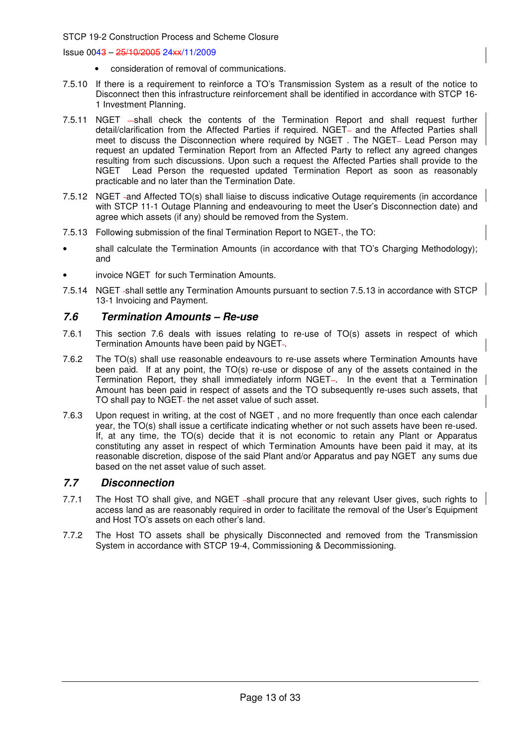- consideration of removal of communications.

7.5.10 If there is a requirement to reinforce a TO's Transmission System as a result of the notice to Disconnect then this infrastructure reinforcement shall be identified in accordance with STCP 16-1 Investment Planning.

7.5.11 NGET shall check the contents of the Termination Report and shall request further detail/clarification from the Affected Parties if required. NGET and the Affected Parties shall meet to discuss the Disconnection where required by NGET . The NGET Lead Person may request an updated Termination Report from an Affected Party to reflect any agreed changes resulting from such discussions. Upon such a request the Affected Parties shall provide to the NGET Lead Person the requested updated Termination Report as soon as reasonably practicable and no later than the Termination Date.

7.5.12 NGET and Affected TO(s) shall liaise to discuss indicative Outage requirements (in accordance with STCP 11-1 Outage Planning and endeavouring to meet the User's Disconnection date) and agree which assets (if any) should be removed from the System.

7.5.13 Following submission of the final Termination Report to NGET, the TO:

- shall calculate the Termination Amounts (in accordance with that TO's Charging Methodology); and
- invoice NGET for such Termination Amounts.

7.5.14 NGET shall settle any Termination Amounts pursuant to section 7.5.13 in accordance with STCP 13-1 Invoicing and Payment.

## 7.6 Termination Amounts – Re-use

7.6.1 This section 7.6 deals with issues relating to re-use of TO(s) assets in respect of which Termination Amounts have been paid by NGET.

7.6.2 The TO(s) shall use reasonable endeavours to re-use assets where Termination Amounts have been paid. If at any point, the TO(s) re-use or dispose of any of the assets contained in the Termination Report, they shall immediately inform NGET. In the event that a Termination Amount has been paid in respect of assets and the TO subsequently re-uses such assets, that TO shall pay to NGET the net asset value of such asset.

7.6.3 Upon request in writing, at the cost of NGET , and no more frequently than once each calendar year, the TO(s) shall issue a certificate indicating whether or not such assets have been re-used. If, at any time, the TO(s) decide that it is not economic to retain any Plant or Apparatus constituting any asset in respect of which Termination Amounts have been paid it may, at its reasonable discretion, dispose of the said Plant and/or Apparatus and pay NGET any sums due based on the net asset value of such asset.

## 7.7 Disconnection

7.7.1 The Host TO shall give, and NGET shall procure that any relevant User gives, such rights to access land as are reasonably required in order to facilitate the removal of the User's Equipment and Host TO's assets on each other's land.

7.7.2 The Host TO assets shall be physically Disconnected and removed from the Transmission System in accordance with STCP 19-4, Commissioning & Decommissioning.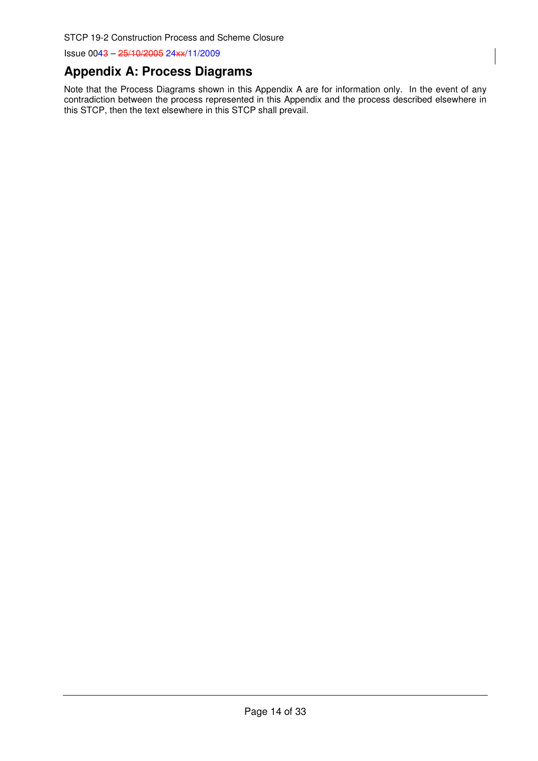## Appendix A: Process Diagrams

Note that the Process Diagrams shown in this Appendix A are for information only. In the event of any contradiction between the process represented in this Appendix and the process described elsewhere in this STCP, then the text elsewhere in this STCP shall prevail.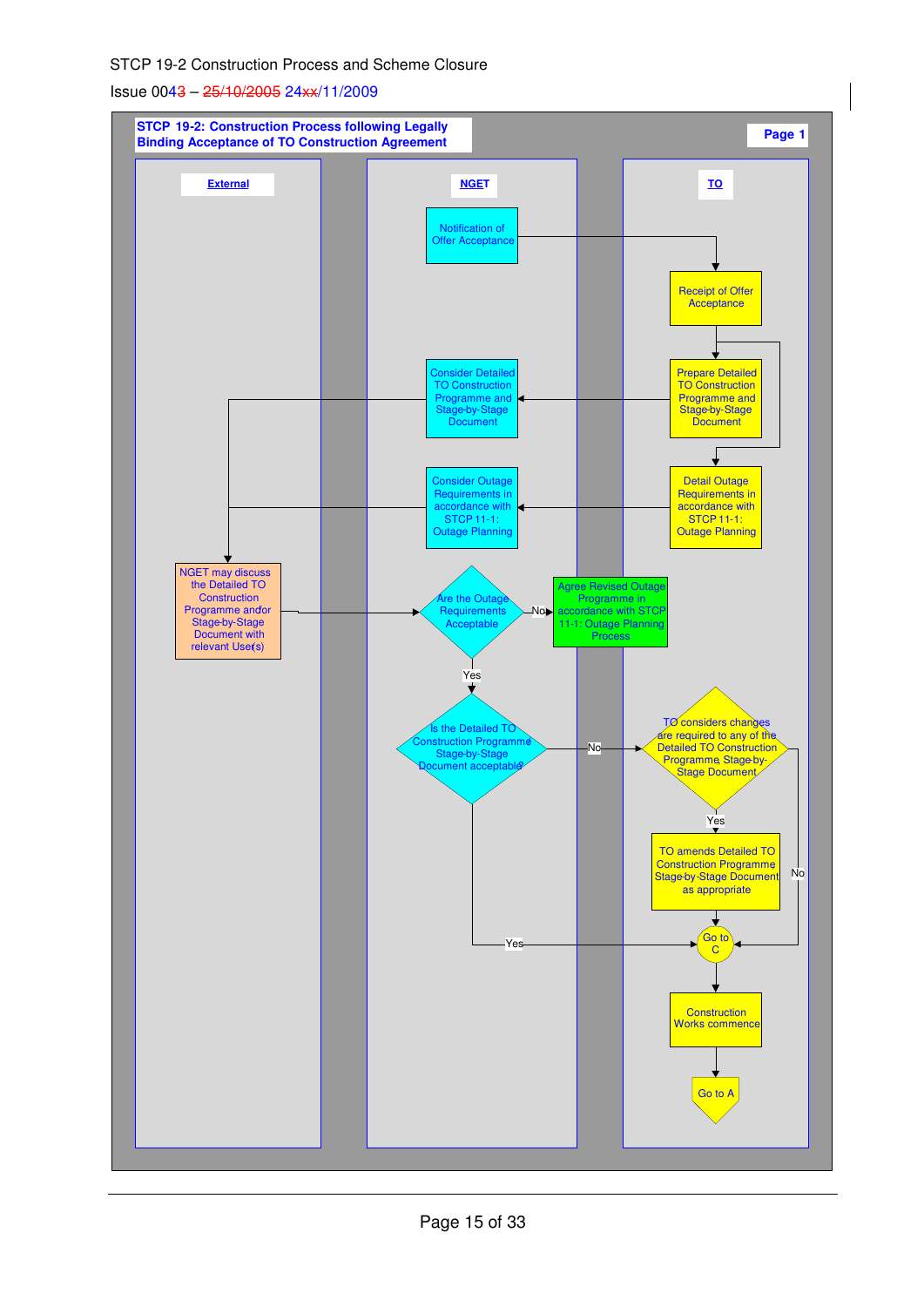STCP 19-2 Construction Process and Scheme Closure

Issue 0043 – 25/10/2005 24xx/11/2009

**STCP 19-2: Construction Process following Legally Binding Acceptance of TO Construction Agreement**

**Page 1**

| External | NGET | TO |
|---|---|---|
| | Notification of Offer Acceptance | |
| | | Receipt of Offer Acceptance |
| | Consider Detailed TO Construction Programme and Stage-by-Stage Document | Prepare Detailed TO Construction Programme and Stage-by-Stage Document |
| | Consider Outage Requirements in accordance with STCP 11-1: Outage Planning | Detail Outage Requirements in accordance with STCP 11-1: Outage Planning |
| NGET may discuss the Detailed TO Construction Programme and/or Stage-by-Stage Document with relevant User(s) | Are the Outage Requirements Acceptable | Agree Revised Outage Programme in accordance with STCP 11-1: Outage Planning Process |
| | Is the Detailed TO Construction Programme Stage-by-Stage Document acceptable? | TO considers changes are required to any of the Detailed TO Construction Programme, Stage-by-Stage Document |
| | | TO amends Detailed TO Construction Programme Stage-by-Stage Document as appropriate |
| | | Go to C |
| | | Construction Works commence |
| | | Go to A |

Flow:

- Notification of Offer Acceptance (NGET) → Receipt of Offer Acceptance (TO)
- Receipt of Offer Acceptance → Prepare Detailed TO Construction Programme and Stage-by-Stage Document → Consider Detailed TO Construction Programme and Stage-by-Stage Document (NGET) → NGET may discuss the Detailed TO Construction Programme and/or Stage-by-Stage Document with relevant User(s) (External)
- Receipt of Offer Acceptance → Detail Outage Requirements in accordance with STCP 11-1: Outage Planning → Consider Outage Requirements in accordance with STCP 11-1: Outage Planning (NGET) → NGET may discuss the Detailed TO Construction Programme and/or Stage-by-Stage Document with relevant User(s) (External)
- NGET may discuss… → Are the Outage Requirements Acceptable
  - No → Agree Revised Outage Programme in accordance with STCP 11-1: Outage Planning Process
  - Yes → Is the Detailed TO Construction Programme Stage-by-Stage Document acceptable?
    - Yes → Go to C
    - No → TO considers changes are required to any of the Detailed TO Construction Programme, Stage-by-Stage Document
      - Yes → TO amends Detailed TO Construction Programme Stage-by-Stage Document as appropriate → Go to C
      - No → Go to C
- Go to C → Construction Works commence → Go to A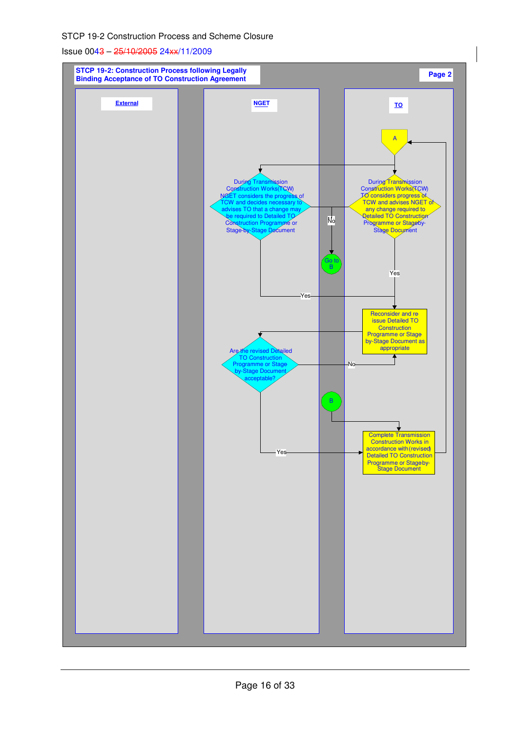STCP 19-2 Construction Process and Scheme Closure

Issue 0043 – 25/10/2005 24xx/11/2009

**STCP 19-2: Construction Process following Legally Binding Acceptance of TO Construction Agreement**

**Page 2**

| External | NGET | TO |
|---|---|---|
| | | A |
| | During Transmission Construction Works(TCW) NGET considers the progress of TCW and decides necessary to advises TO that a change may be required to Detailed TO Construction Programme or Stage-by-Stage Document | During Transmission Construction Works(TCW) TO considers progress of TCW and advises NGET of any change required to Detailed TO Construction Programme or Stage-by-Stage Document |
| | No → Go to B | Yes |
| | Yes → | Reconsider and re issue Detailed TO Construction Programme or Stage by-Stage Document as appropriate |
| | Are the revised Detailed TO Construction Programme or Stage by-Stage Document acceptable? | No → Reconsider and re issue |
| | B | |
| | Yes → | Complete Transmission Construction Works in accordance with (revised) Detailed TO Construction Programme or Stage by-Stage Document → A |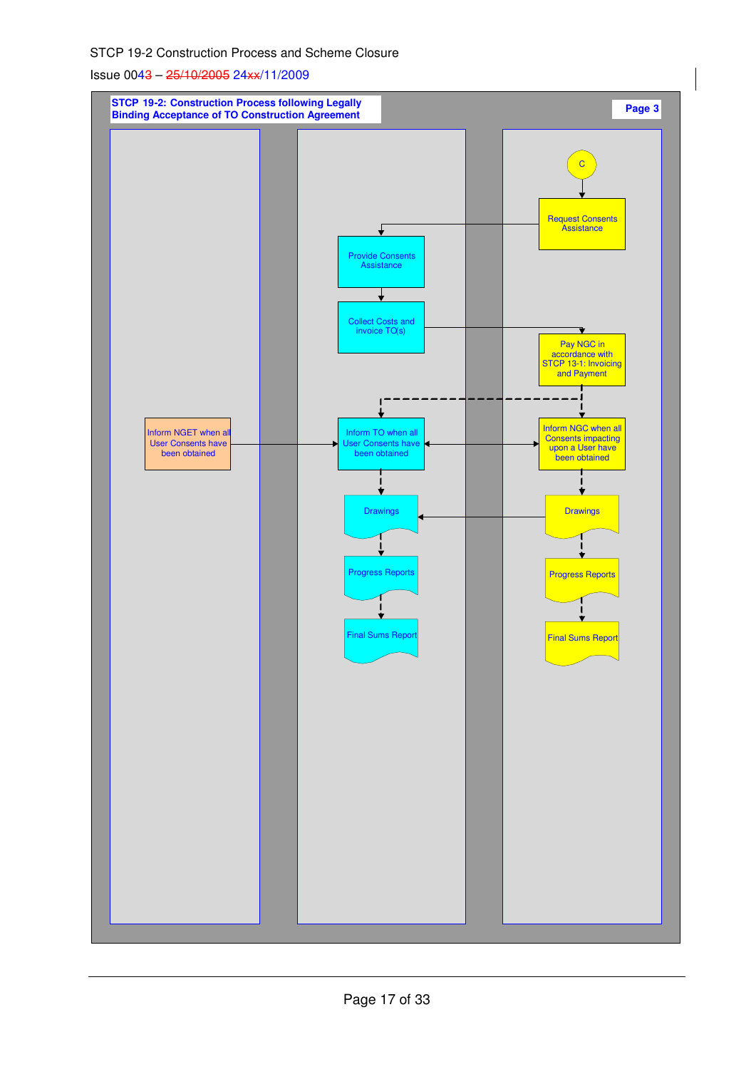STCP 19-2 Construction Process and Scheme Closure

Issue 0043 – 25/10/2005 24xx/11/2009

**STCP 19-2: Construction Process following Legally Binding Acceptance of TO Construction Agreement**

**Page 3**

C

Request Consents Assistance

Provide Consents Assistance

Collect Costs and invoice TO(s)

Pay NGC in accordance with STCP 13-1: Invoicing and Payment

Inform NGET when all User Consents have been obtained

Inform TO when all User Consents have been obtained

Inform NGC when all Consents impacting upon a User have been obtained

Drawings

Drawings

Progress Reports

Progress Reports

Final Sums Report

Final Sums Report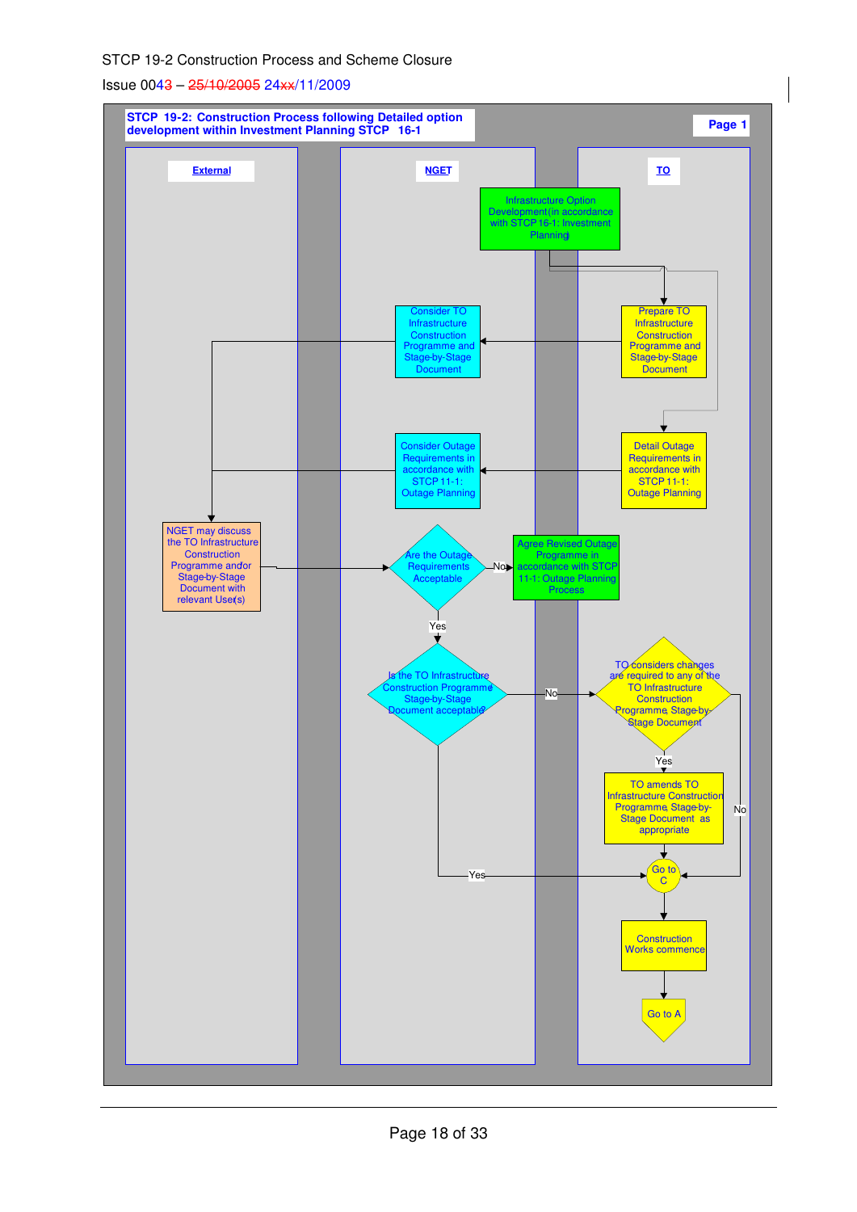STCP 19-2 Construction Process and Scheme Closure

Issue 0043 – 25/10/2005 24xx/11/2009

**STCP 19-2: Construction Process following Detailed option development within Investment Planning STCP 16-1**

**Page 1**

| External | NGET | TO |
|---|---|---|

- **TO:** Infrastructure Option Development (in accordance with STCP 16-1: Investment Planning)
- **TO:** Prepare TO Infrastructure Construction Programme and Stage-by-Stage Document
- **NGET:** Consider TO Infrastructure Construction Programme and Stage-by-Stage Document
- **TO:** Detail Outage Requirements in accordance with STCP 11-1: Outage Planning
- **NGET:** Consider Outage Requirements in accordance with STCP 11-1: Outage Planning
- **External:** NGET may discuss the TO Infrastructure Construction Programme and/or Stage-by-Stage Document with relevant User(s)
- **NGET:** Are the Outage Requirements Acceptable?
  - No → Agree Revised Outage Programme in accordance with STCP 11-1: Outage Planning Process
  - Yes → Is the TO Infrastructure Construction Programme Stage-by-Stage Document acceptable?
- **NGET:** Is the TO Infrastructure Construction Programme Stage-by-Stage Document acceptable?
  - Yes → Go to C
  - No → TO considers changes are required to any of the TO Infrastructure Construction Programme, Stage-by-Stage Document
- **TO:** TO considers changes are required to any of the TO Infrastructure Construction Programme, Stage-by-Stage Document
  - Yes → TO amends TO Infrastructure Construction Programme, Stage-by-Stage Document as appropriate → Go to C
  - No → Go to C
- **TO:** Go to C → Construction Works commence → Go to A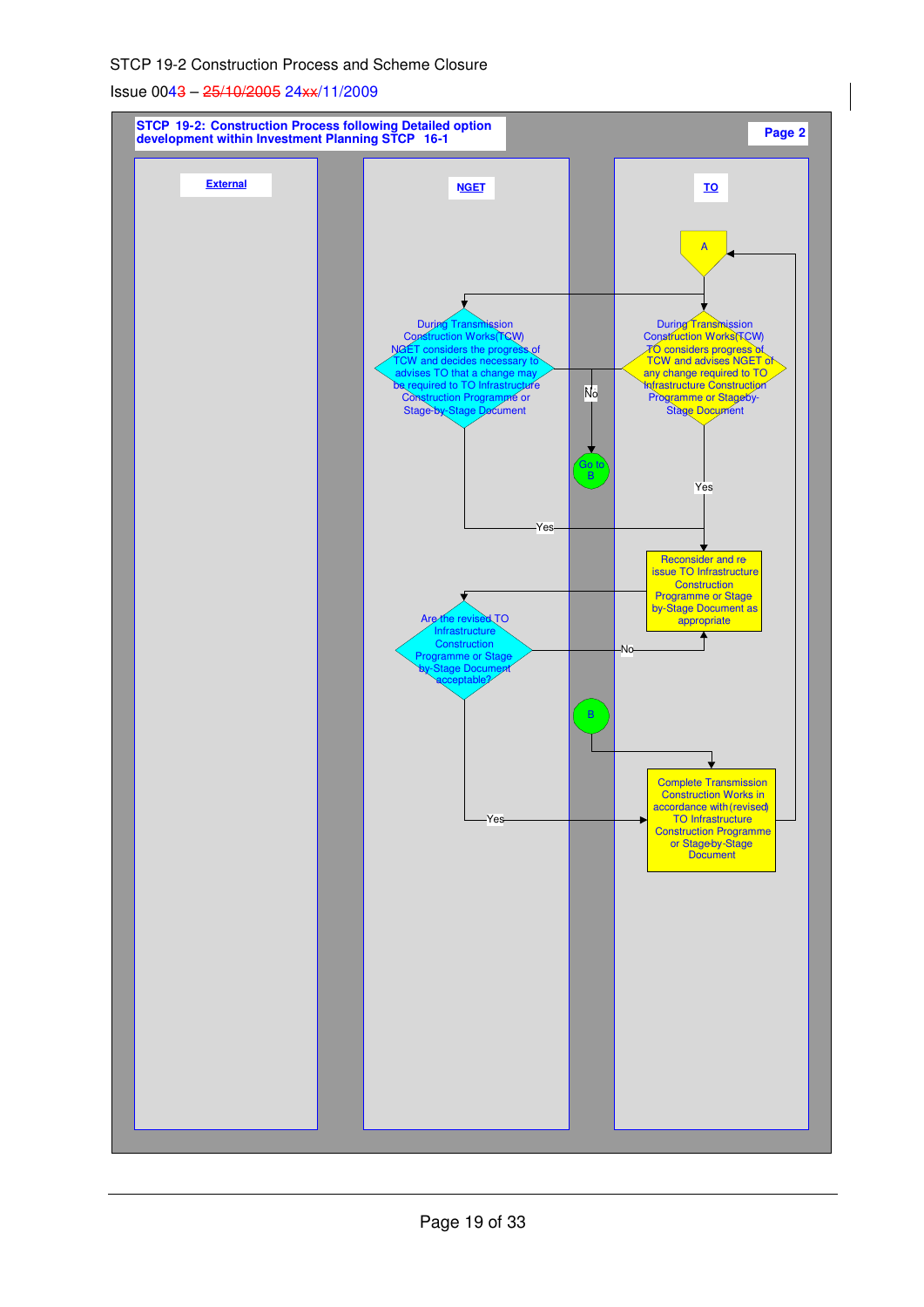STCP 19-2 Construction Process and Scheme Closure

Issue 0043 – 25/10/2005 24xx/11/2009

**STCP 19-2: Construction Process following Detailed option development within Investment Planning STCP 16-1**

**Page 2**

**External**

**NGET**

**TO**

A

During Transmission Construction Works (TCW) TO considers progress of TCW and advises NGET of any change required to TO Infrastructure Construction Programme or Stage-by-Stage Document

During Transmission Construction Works (TCW) NGET considers the progress of TCW and decides necessary to advises TO that a change may be required to TO Infrastructure Construction Programme or Stage-by-Stage Document

No

Go to B

Yes

Yes

Reconsider and re issue TO Infrastructure Construction Programme or Stage by-Stage Document as appropriate

Are the revised TO Infrastructure Construction Programme or Stage by-Stage Document acceptable?

No

B

Complete Transmission Construction Works in accordance with (revised) TO Infrastructure Construction Programme or Stage-by-Stage Document

Yes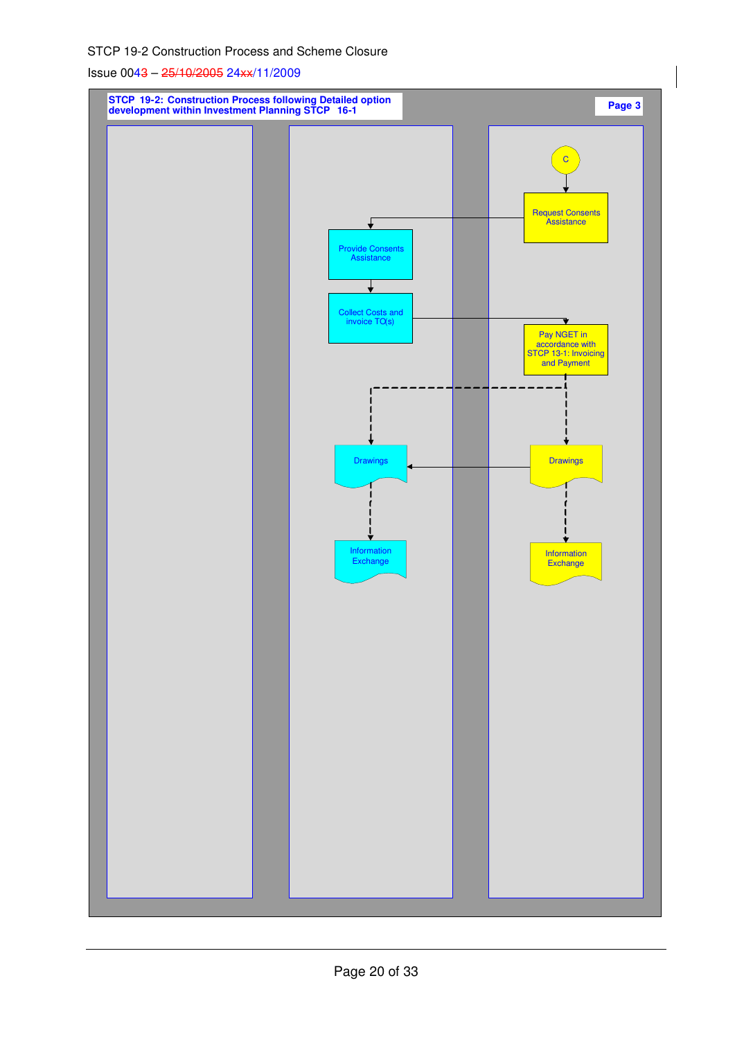**STCP 19-2: Construction Process following Detailed option development within Investment Planning STCP 16-1**

**Page 3**

C

Request Consents Assistance

Provide Consents Assistance

Collect Costs and invoice TO(s)

Pay NGET in accordance with STCP 13-1: Invoicing and Payment

Drawings

Drawings

Information Exchange

Information Exchange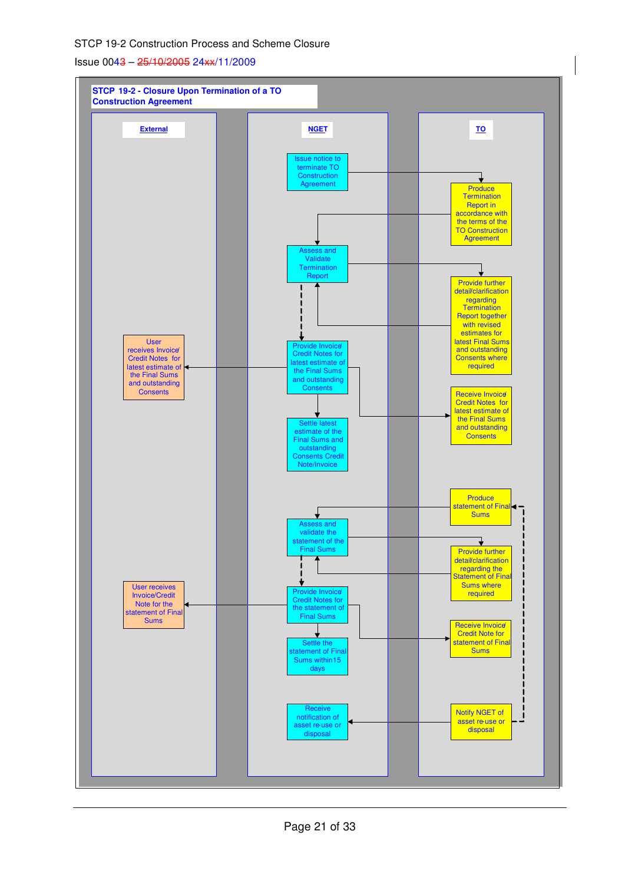## STCP 19-2 - Closure Upon Termination of a TO Construction Agreement

**External**

- User receives Invoice/ Credit Notes for latest estimate of the Final Sums and outstanding Consents
- User receives Invoice/Credit Note for the statement of Final Sums

**NGET**

- Issue notice to terminate TO Construction Agreement
- Assess and Validate Termination Report
- Provide Invoice/ Credit Notes for latest estimate of the Final Sums and outstanding Consents
- Settle latest estimate of the Final Sums and outstanding Consents Credit Note/Invoice
- Assess and validate the statement of the Final Sums
- Provide Invoice/ Credit Notes for the statement of Final Sums
- Settle the statement of Final Sums within15 days
- Receive notification of asset re-use or disposal

**TO**

- Produce Termination Report in accordance with the terms of the TO Construction Agreement
- Provide further detail/clarification regarding Termination Report together with revised estimates for latest Final Sums and outstanding Consents where required
- Receive Invoice/ Credit Notes for latest estimate of the Final Sums and outstanding Consents
- Produce statement of Final Sums
- Provide further detail/clarification regarding the Statement of Final Sums where required
- Receive Invoice/ Credit Note for statement of Final Sums
- Notify NGET of asset re-use or disposal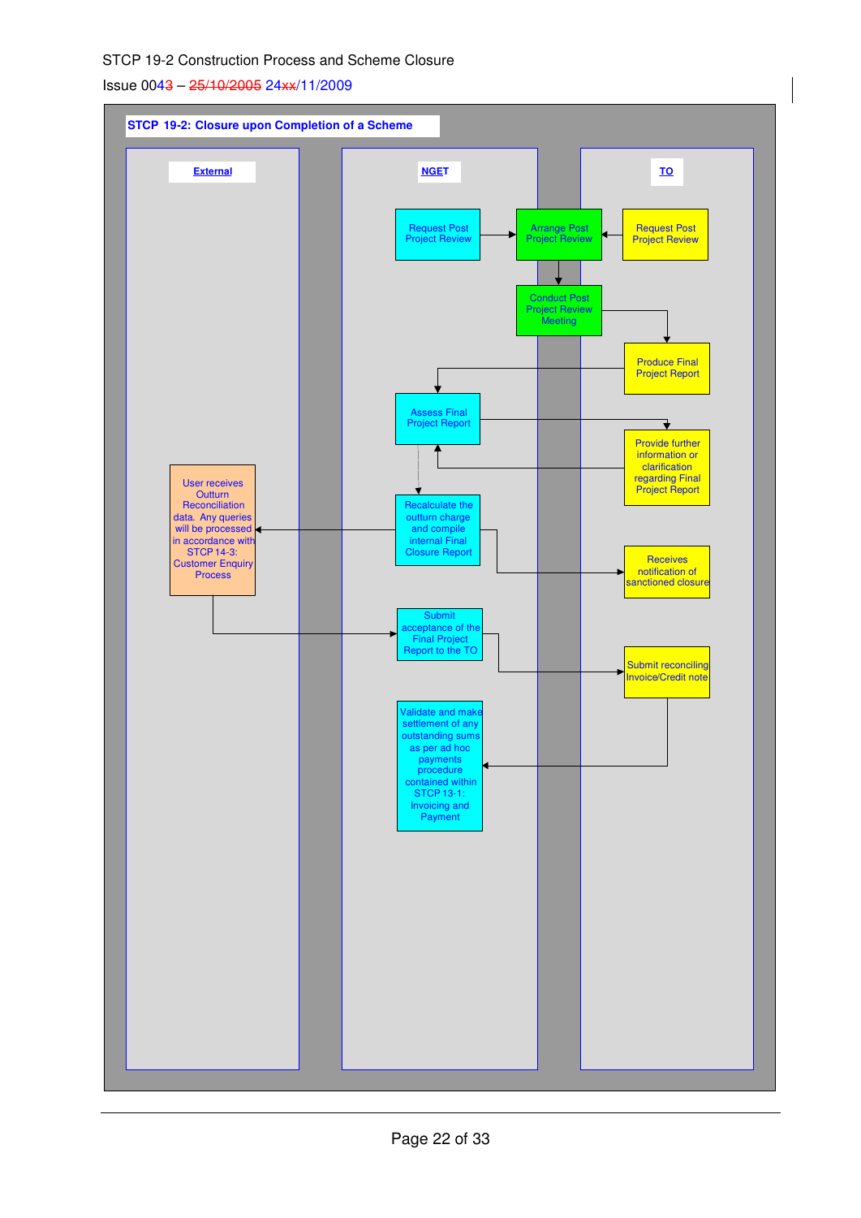## STCP 19-2: Closure upon Completion of a Scheme

| External | NGET | TO |
| --- | --- | --- |
| | Request Post Project Review → Arrange Post Project Review | Request Post Project Review → Arrange Post Project Review |
| | Arrange Post Project Review → Conduct Post Project Review Meeting | |
| | Conduct Post Project Review Meeting → | Produce Final Project Report |
| | Assess Final Project Report ← | Produce Final Project Report |
| | Assess Final Project Report → | Provide further information or clarification regarding Final Project Report |
| | Assess Final Project Report ← | Provide further information or clarification regarding Final Project Report |
| | Assess Final Project Report → Recalculate the outturn charge and compile internal Final Closure Report | |
| User receives Outturn Reconciliation data. Any queries will be processed in accordance with STCP 14-3: Customer Enquiry Process | ← Recalculate the outturn charge and compile internal Final Closure Report → | Receives notification of sanctioned closure |
| User receives Outturn Reconciliation data → | Submit acceptance of the Final Project Report to the TO → | Submit reconciling Invoice/Credit note |
| | Validate and make settlement of any outstanding sums as per ad hoc payments procedure contained within STCP 13-1: Invoicing and Payment ← | Submit reconciling Invoice/Credit note |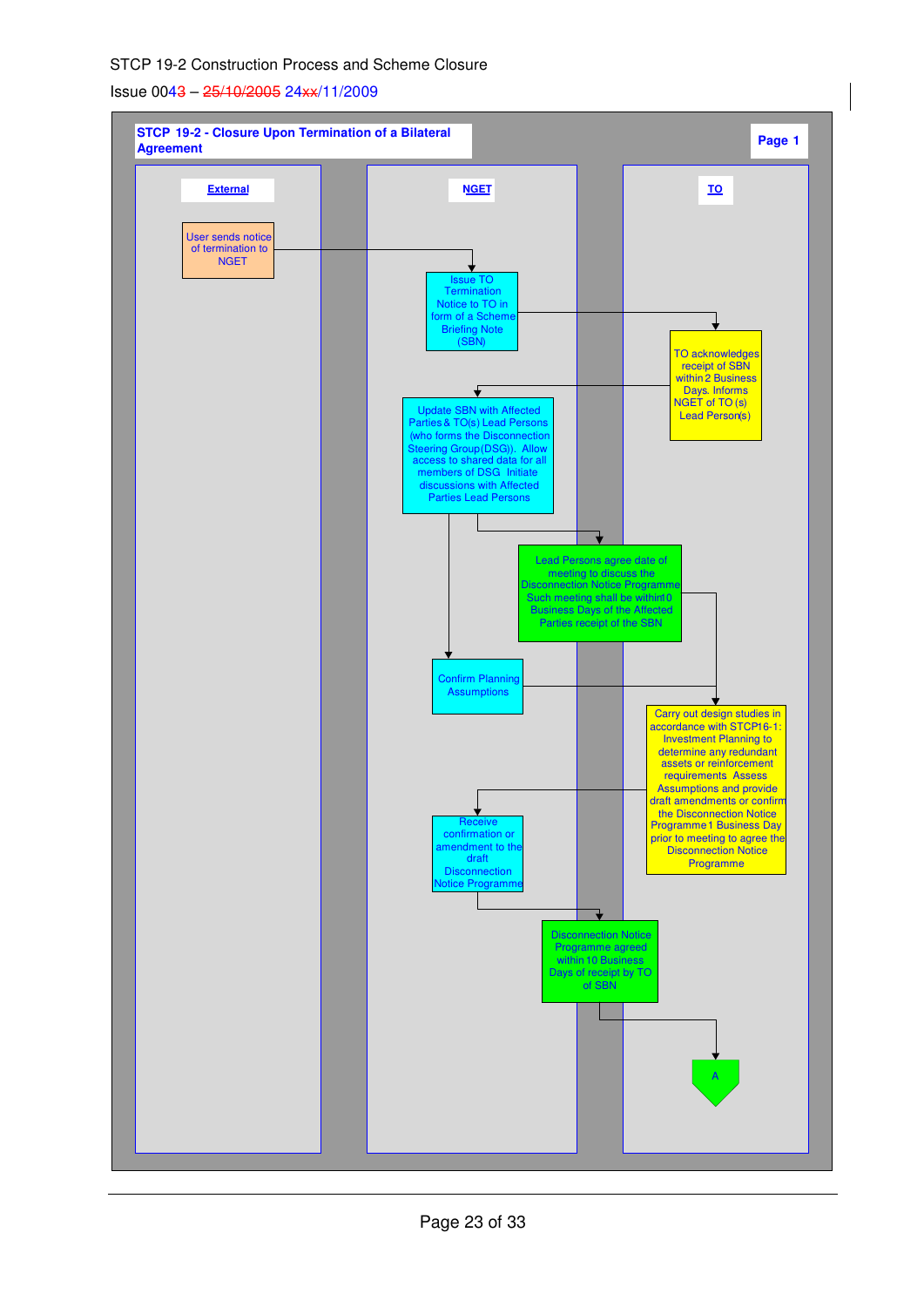STCP 19-2 Construction Process and Scheme Closure

Issue 0043 – 25/10/2005 24xx/11/2009

## STCP 19-2 - Closure Upon Termination of a Bilateral Agreement

Page 1

| External | NGET | TO |
|---|---|---|
| User sends notice of termination to NGET | | |
| | Issue TO Termination Notice to TO in form of a Scheme Briefing Note (SBN) | |
| | | TO acknowledges receipt of SBN within 2 Business Days. Informs NGET of TO (s) Lead Person(s) |
| | Update SBN with Affected Parties & TO(s) Lead Persons (who forms the Disconnection Steering Group (DSG)). Allow access to shared data for all members of DSG. Initiate discussions with Affected Parties Lead Persons | |
| | Lead Persons agree date of meeting to discuss the Disconnection Notice Programme. Such meeting shall be within 10 Business Days of the Affected Parties receipt of the SBN | |
| | Confirm Planning Assumptions | |
| | | Carry out design studies in accordance with STCP16-1: Investment Planning to determine any redundant assets or reinforcement requirements. Assess Assumptions and provide draft amendments or confirm the Disconnection Notice Programme 1 Business Day prior to meeting to agree the Disconnection Notice Programme |
| | Receive confirmation or amendment to the draft Disconnection Notice Programme | |
| | Disconnection Notice Programme agreed within 10 Business Days of receipt by TO of SBN | |
| | | A |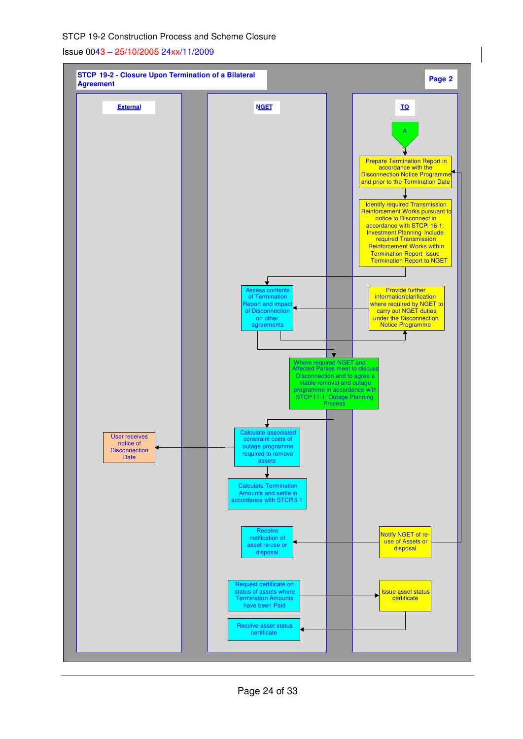STCP 19-2 Construction Process and Scheme Closure

Issue ~~0043~~ 004 – ~~25/10/2005~~ 24~~xx~~/11/2009

**STCP 19-2 - Closure Upon Termination of a Bilateral Agreement**

**Page 2**

| External | NGET | TO |
| --- | --- | --- |
| | | A |
| | | Prepare Termination Report in accordance with the Disconnection Notice Programme and prior to the Termination Date |
| | | Identify required Transmission Reinforcement Works pursuant to notice to Disconnect in accordance with STCP 16-1: Investment Planning. Include required Transmission Reinforcement Works within Termination Report. Issue Termination Report to NGET |
| | Assess contents of Termination Report and impact of Disconnection on other agreements | Provide further information/clarification where required by NGET to carry out NGET duties under the Disconnection Notice Programme |
| | Where required NGET and Affected Parties meet to discuss Disconnection and to agree a viable removal and outage programme in accordance with STCP 11-1: Outage Planning Process | |
| User receives notice of Disconnection Date | Calculate associated constraint costs of outage programme required to remove assets | |
| | Calculate Termination Amounts and settle in accordance with STCP 13-1 | |
| | Receive notification of asset re-use or disposal | Notify NGET of re-use of Assets or disposal |
| | Request certificate on status of assets where Termination Amounts have been Paid | Issue asset status certificate |
| | Receive asset status certificate | |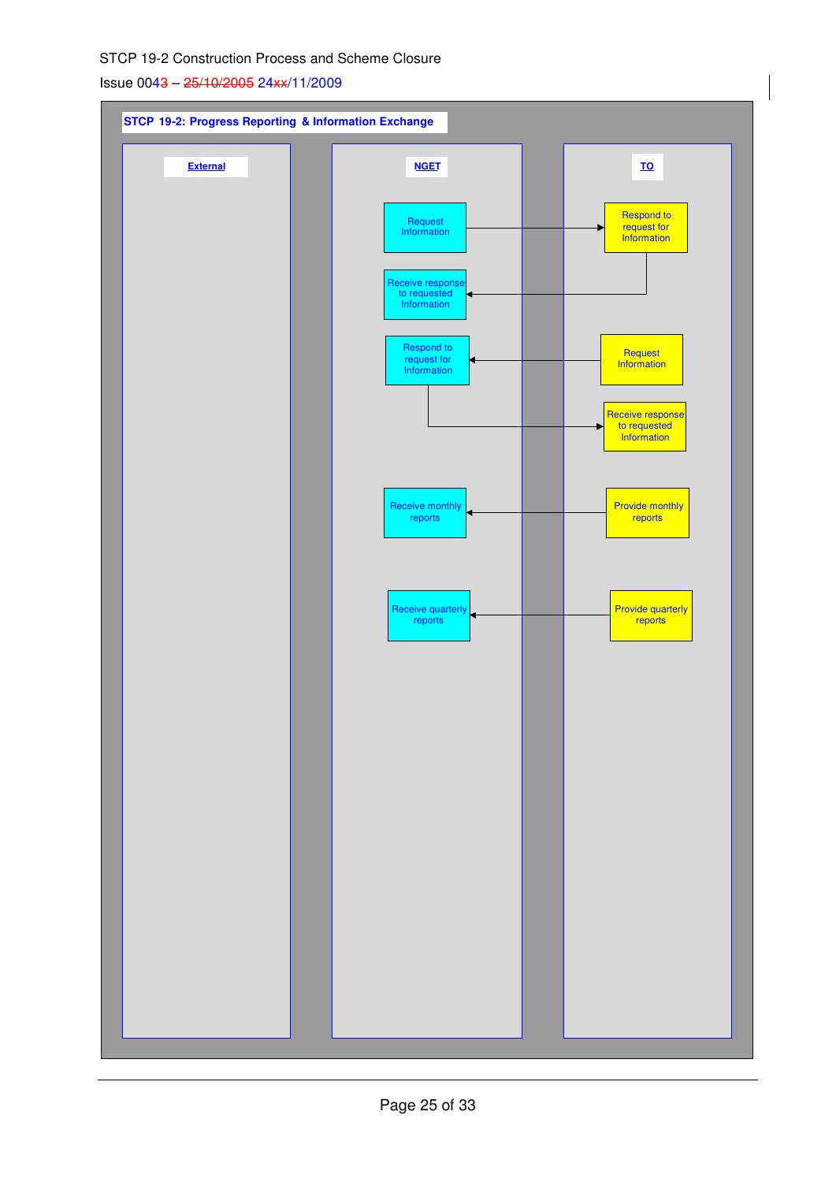**STCP 19-2: Progress Reporting & Information Exchange**

| External | NGET | TO |
|---|---|---|
| | Request Information → | Respond to request for Information |
| | Receive response to requested Information ← | (from Respond to request for Information) |
| | Respond to request for Information | ← Request Information |
| | (from Respond to request for Information) → | Receive response to requested Information |
| | Receive monthly reports | ← Provide monthly reports |
| | Receive quarterly reports | ← Provide quarterly reports |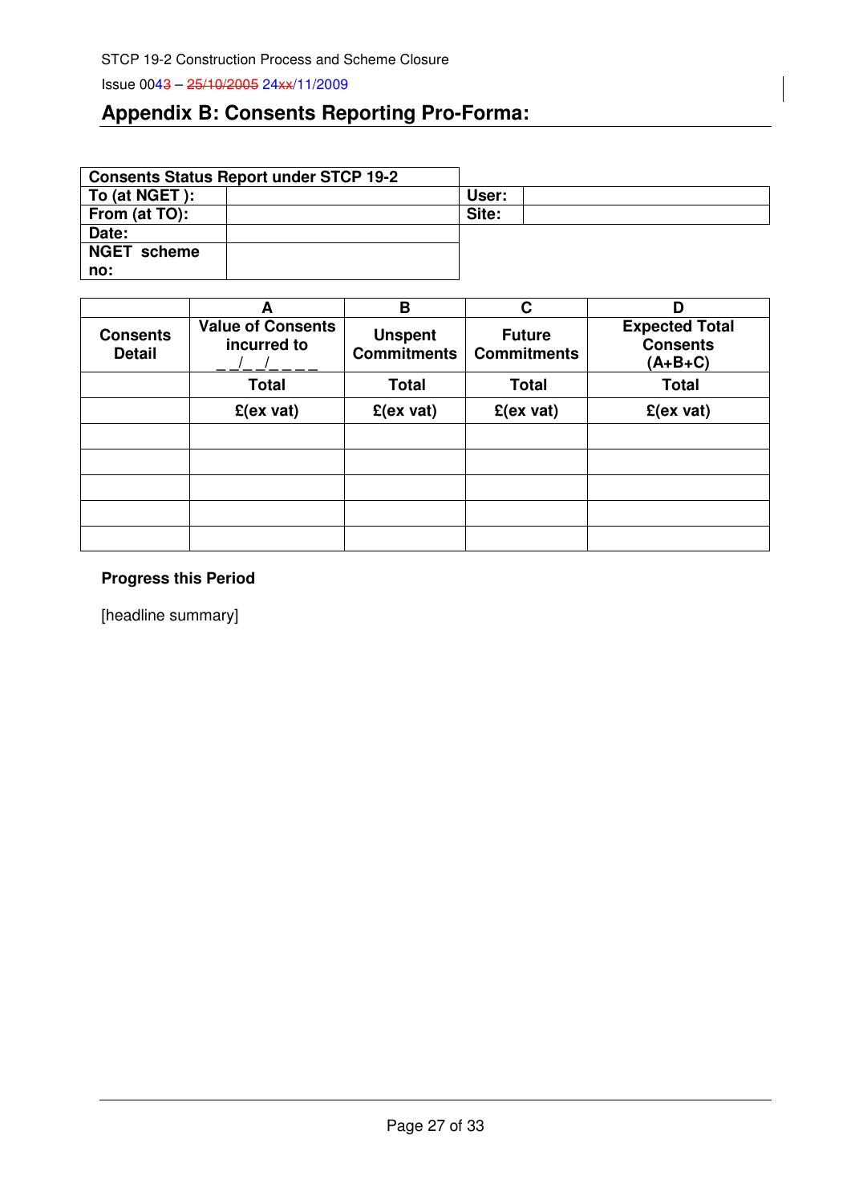## Appendix B: Consents Reporting Pro-Forma:

| Consents Status Report under STCP 19-2 | | | |
|---|---|---|---|
| To (at NGET ): | | User: | |
| From (at TO): | | Site: | |
| Date: | | | |
| NGET scheme no: | | | |

| | A | B | C | D |
|---|---|---|---|---|
| Consents Detail | Value of Consents incurred to __/__/____ | Unspent Commitments | Future Commitments | Expected Total Consents (A+B+C) |
| | Total | Total | Total | Total |
| | £(ex vat) | £(ex vat) | £(ex vat) | £(ex vat) |
| | | | | |
| | | | | |
| | | | | |
| | | | | |
| | | | | |

**Progress this Period**

[headline summary]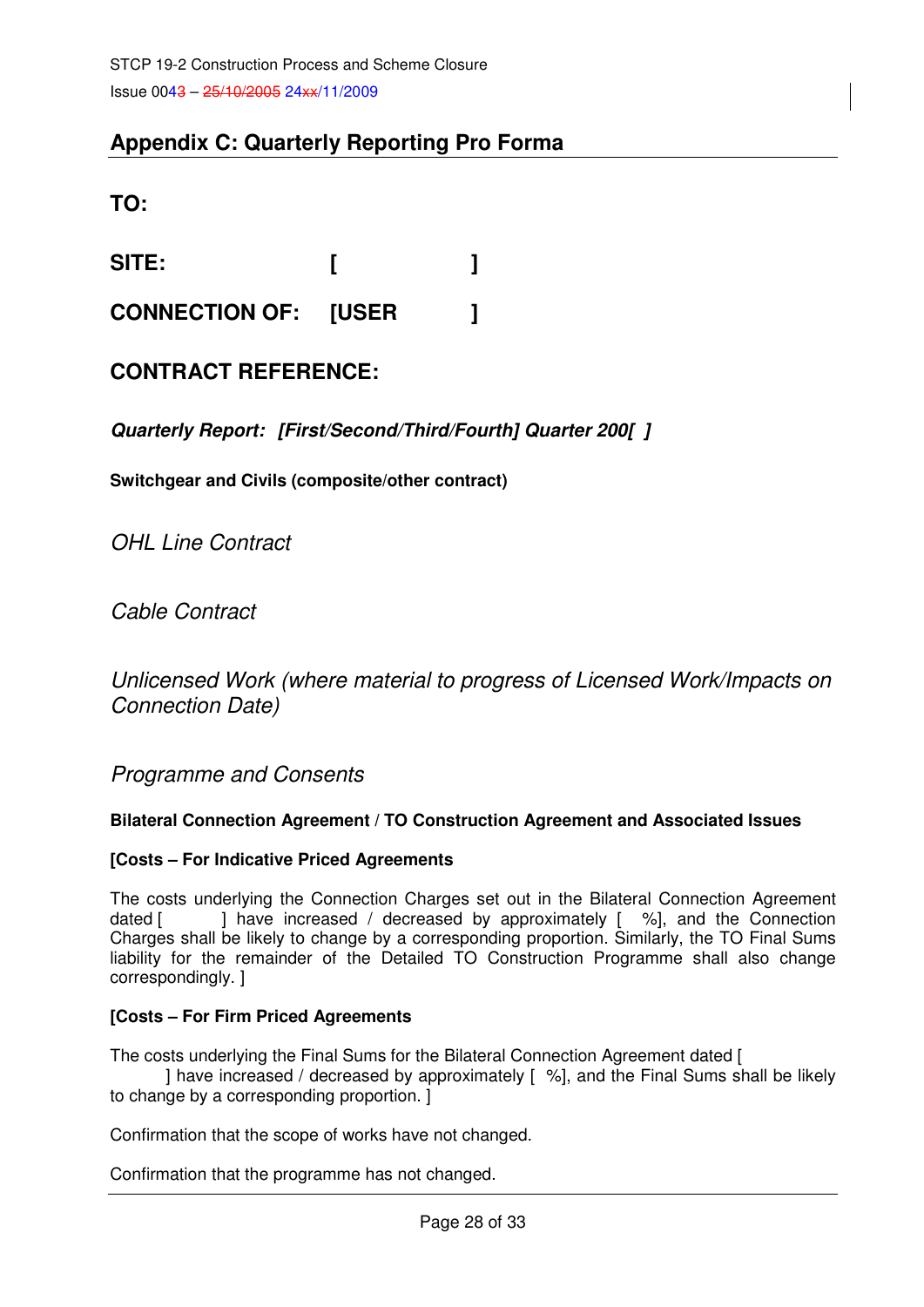## Appendix C: Quarterly Reporting Pro Forma

**TO:**

**SITE:** **[ ]**

**CONNECTION OF: [USER ]**

**CONTRACT REFERENCE:**

***Quarterly Report: [First/Second/Third/Fourth] Quarter 200[ ]***

**Switchgear and Civils (composite/other contract)**

*OHL Line Contract*

*Cable Contract*

*Unlicensed Work (where material to progress of Licensed Work/Impacts on Connection Date)*

*Programme and Consents*

**Bilateral Connection Agreement / TO Construction Agreement and Associated Issues**

**[Costs – For Indicative Priced Agreements**

The costs underlying the Connection Charges set out in the Bilateral Connection Agreement dated [ ] have increased / decreased by approximately [ %], and the Connection Charges shall be likely to change by a corresponding proportion. Similarly, the TO Final Sums liability for the remainder of the Detailed TO Construction Programme shall also change correspondingly. ]

**[Costs – For Firm Priced Agreements**

The costs underlying the Final Sums for the Bilateral Connection Agreement dated [ ] have increased / decreased by approximately [ %], and the Final Sums shall be likely to change by a corresponding proportion. ]

Confirmation that the scope of works have not changed.

Confirmation that the programme has not changed.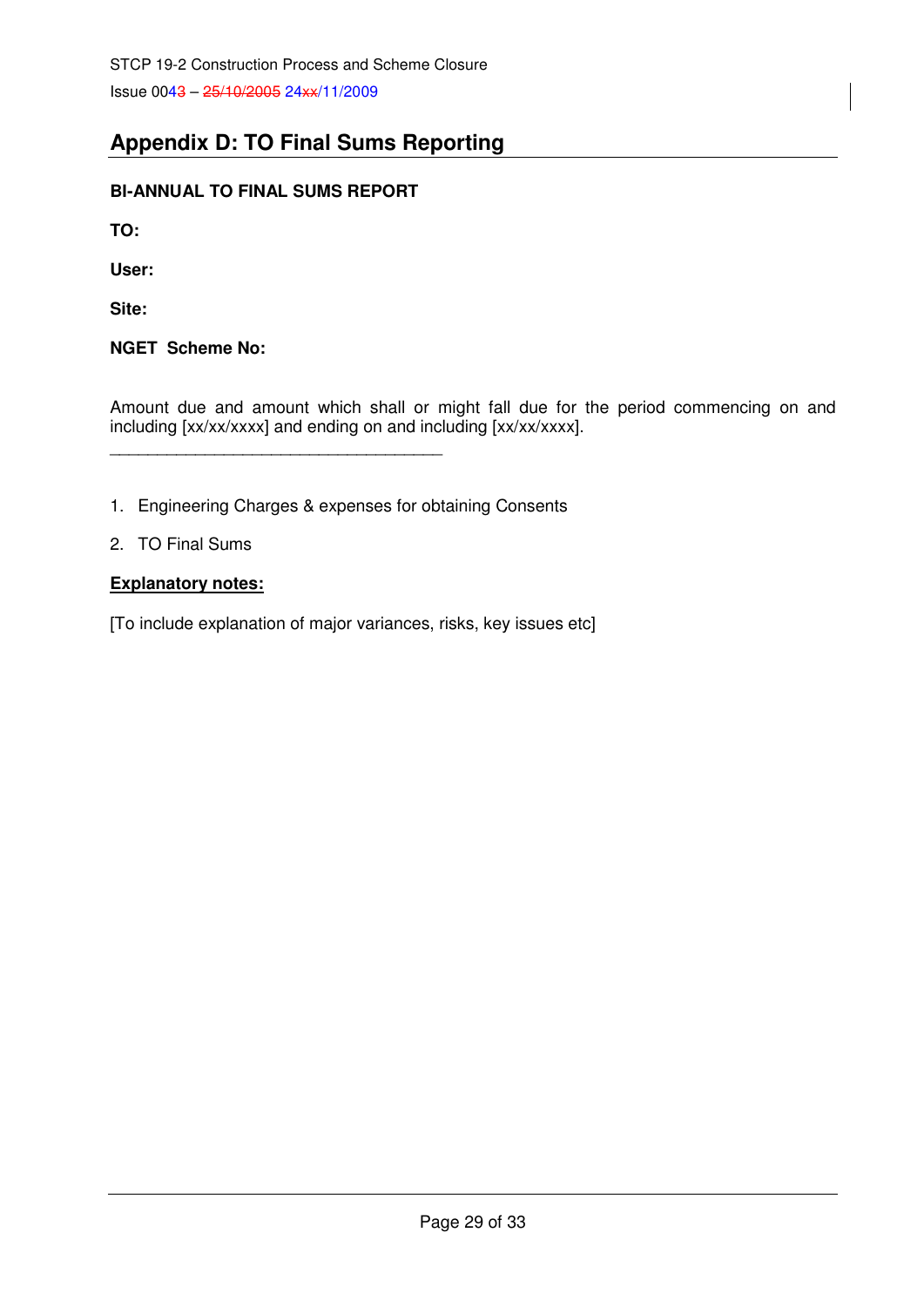## Appendix D: TO Final Sums Reporting

**BI-ANNUAL TO FINAL SUMS REPORT**

**TO:**

**User:**

**Site:**

**NGET Scheme No:**

Amount due and amount which shall or might fall due for the period commencing on and including [xx/xx/xxxx] and ending on and including [xx/xx/xxxx].

\_\_\_\_\_\_\_\_\_\_\_\_\_\_\_\_\_\_\_\_\_\_\_\_\_\_\_\_\_\_\_\_\_\_\_\_\_\_

1. Engineering Charges & expenses for obtaining Consents
2. TO Final Sums

**<u>Explanatory notes:</u>**

[To include explanation of major variances, risks, key issues etc]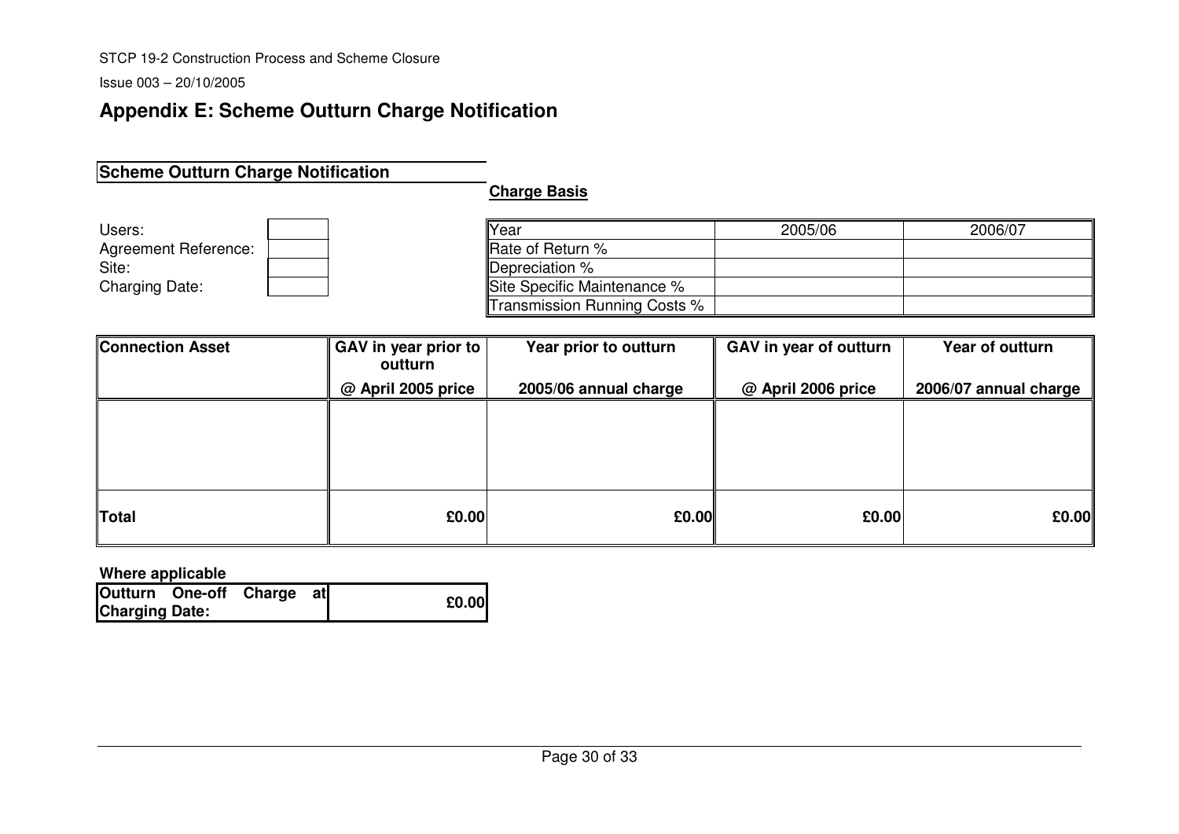## Appendix E: Scheme Outturn Charge Notification

**Scheme Outturn Charge Notification**

| | |
|---|---|
| Users: | |
| Agreement Reference: | |
| Site: | |
| Charging Date: | |

**Charge Basis**

| Year | 2005/06 | 2006/07 |
|---|---|---|
| Rate of Return % | | |
| Depreciation % | | |
| Site Specific Maintenance % | | |
| Transmission Running Costs % | | |

| **Connection Asset** | **GAV in year prior to outturn** | **Year prior to outturn** | **GAV in year of outturn** | **Year of outturn** |
|---|---|---|---|---|
| | **@ April 2005 price** | **2005/06 annual charge** | **@ April 2006 price** | **2006/07 annual charge** |
| | | | | |
| **Total** | **£0.00** | **£0.00** | **£0.00** | **£0.00** |

**Where applicable**

| **Outturn One-off Charge at Charging Date:** | **£0.00** |
|---|---|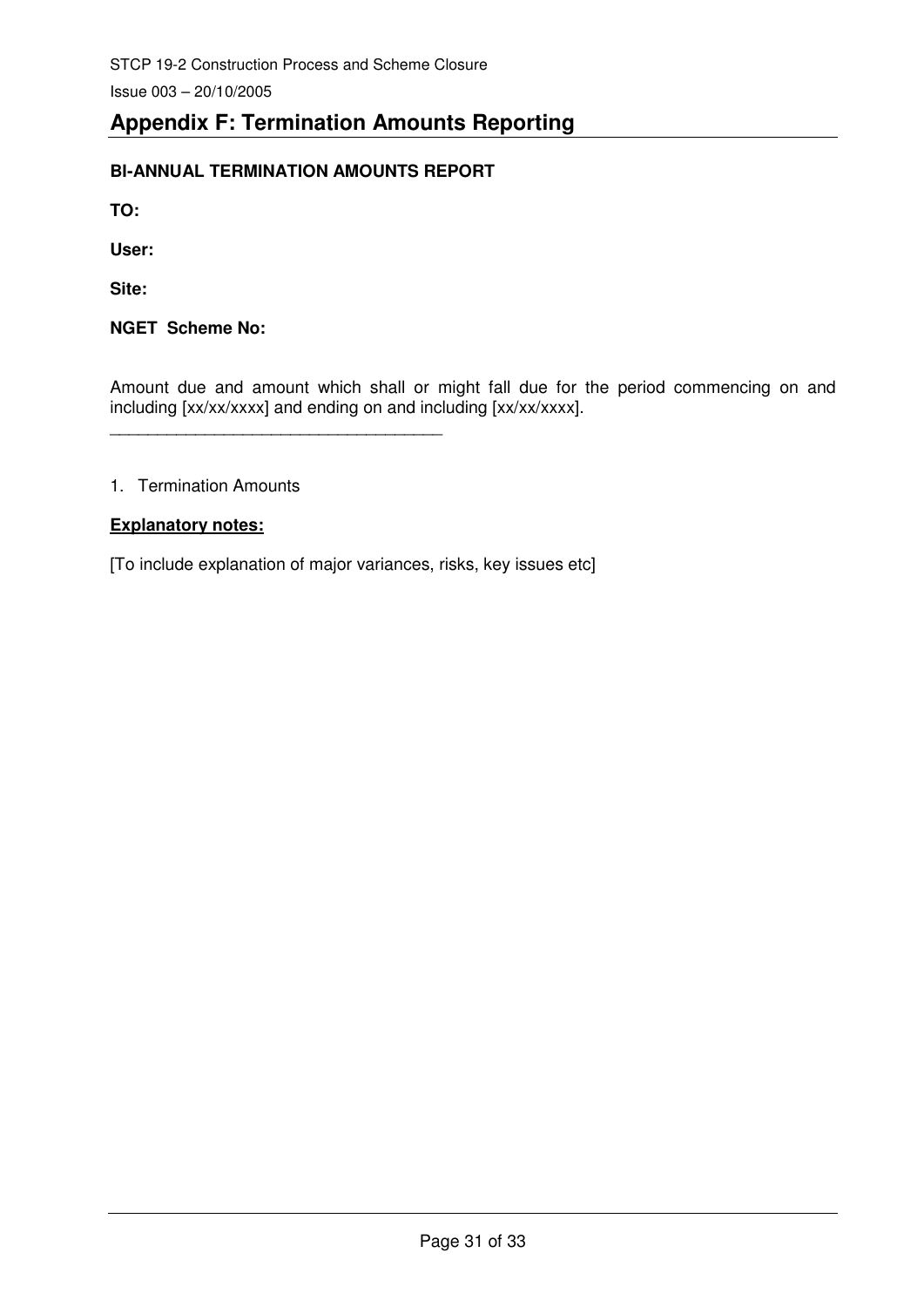## Appendix F: Termination Amounts Reporting

**BI-ANNUAL TERMINATION AMOUNTS REPORT**

**TO:**

**User:**

**Site:**

**NGET Scheme No:**

Amount due and amount which shall or might fall due for the period commencing on and including [xx/xx/xxxx] and ending on and including [xx/xx/xxxx].
___________________________________

1. Termination Amounts

**Explanatory notes:**

[To include explanation of major variances, risks, key issues etc]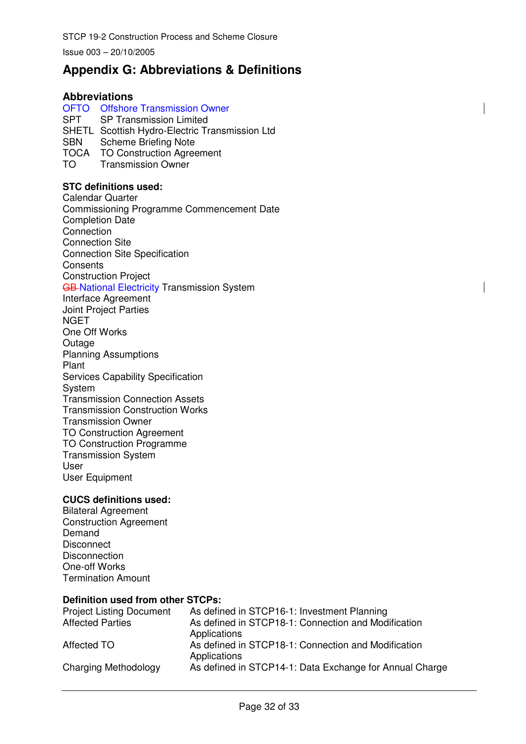## Appendix G: Abbreviations & Definitions

### Abbreviations

| | |
|---|---|
| OFTO | Offshore Transmission Owner |
| SPT | SP Transmission Limited |
| SHETL | Scottish Hydro-Electric Transmission Ltd |
| SBN | Scheme Briefing Note |
| TOCA | TO Construction Agreement |
| TO | Transmission Owner |

**STC definitions used:**

Calendar Quarter
Commissioning Programme Commencement Date
Completion Date
Connection
Connection Site
Connection Site Specification
Consents
Construction Project
~~GB~~ National Electricity Transmission System
Interface Agreement
Joint Project Parties
NGET
One Off Works
Outage
Planning Assumptions
Plant
Services Capability Specification
System
Transmission Connection Assets
Transmission Construction Works
Transmission Owner
TO Construction Agreement
TO Construction Programme
Transmission System
User
User Equipment

**CUCS definitions used:**

Bilateral Agreement
Construction Agreement
Demand
Disconnect
Disconnection
One-off Works
Termination Amount

**Definition used from other STCPs:**

| | |
|---|---|
| Project Listing Document | As defined in STCP16-1: Investment Planning |
| Affected Parties | As defined in STCP18-1: Connection and Modification Applications |
| Affected TO | As defined in STCP18-1: Connection and Modification Applications |
| Charging Methodology | As defined in STCP14-1: Data Exchange for Annual Charge |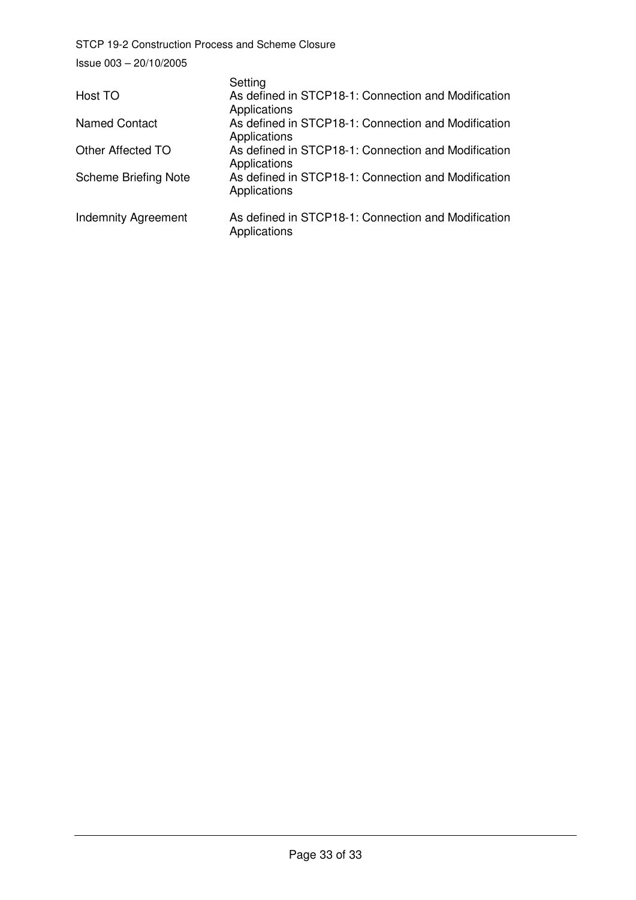| | |
|---|---|
| | Setting |
| Host TO | As defined in STCP18-1: Connection and Modification Applications |
| Named Contact | As defined in STCP18-1: Connection and Modification Applications |
| Other Affected TO | As defined in STCP18-1: Connection and Modification Applications |
| Scheme Briefing Note | As defined in STCP18-1: Connection and Modification Applications |
| Indemnity Agreement | As defined in STCP18-1: Connection and Modification Applications |